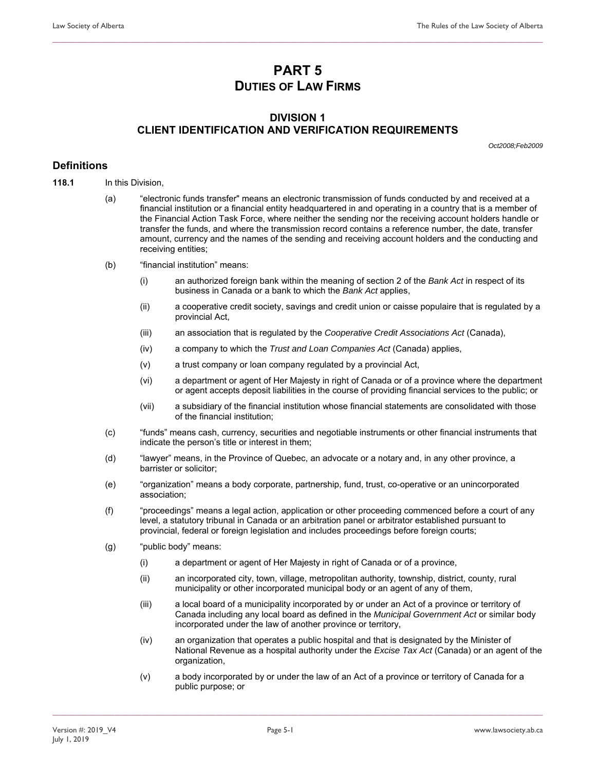# PART 5
# DUTIES OF LAW FIRMS

## DIVISION 1
## CLIENT IDENTIFICATION AND VERIFICATION REQUIREMENTS

*Oct2008;Feb2009*

### Definitions

**118.1** In this Division,

(a) "electronic funds transfer" means an electronic transmission of funds conducted by and received at a financial institution or a financial entity headquartered in and operating in a country that is a member of the Financial Action Task Force, where neither the sending nor the receiving account holders handle or transfer the funds, and where the transmission record contains a reference number, the date, transfer amount, currency and the names of the sending and receiving account holders and the conducting and receiving entities;

(b) "financial institution" means:

(i) an authorized foreign bank within the meaning of section 2 of the *Bank Act* in respect of its business in Canada or a bank to which the *Bank Act* applies,

(ii) a cooperative credit society, savings and credit union or caisse populaire that is regulated by a provincial Act,

(iii) an association that is regulated by the *Cooperative Credit Associations Act* (Canada),

(iv) a company to which the *Trust and Loan Companies Act* (Canada) applies,

(v) a trust company or loan company regulated by a provincial Act,

(vi) a department or agent of Her Majesty in right of Canada or of a province where the department or agent accepts deposit liabilities in the course of providing financial services to the public; or

(vii) a subsidiary of the financial institution whose financial statements are consolidated with those of the financial institution;

(c) "funds" means cash, currency, securities and negotiable instruments or other financial instruments that indicate the person's title or interest in them;

(d) "lawyer" means, in the Province of Quebec, an advocate or a notary and, in any other province, a barrister or solicitor;

(e) "organization" means a body corporate, partnership, fund, trust, co-operative or an unincorporated association;

(f) "proceedings" means a legal action, application or other proceeding commenced before a court of any level, a statutory tribunal in Canada or an arbitration panel or arbitrator established pursuant to provincial, federal or foreign legislation and includes proceedings before foreign courts;

(g) "public body" means:

(i) a department or agent of Her Majesty in right of Canada or of a province,

(ii) an incorporated city, town, village, metropolitan authority, township, district, county, rural municipality or other incorporated municipal body or an agent of any of them,

(iii) a local board of a municipality incorporated by or under an Act of a province or territory of Canada including any local board as defined in the *Municipal Government Act* or similar body incorporated under the law of another province or territory,

(iv) an organization that operates a public hospital and that is designated by the Minister of National Revenue as a hospital authority under the *Excise Tax Act* (Canada) or an agent of the organization,

(v) a body incorporated by or under the law of an Act of a province or territory of Canada for a public purpose; or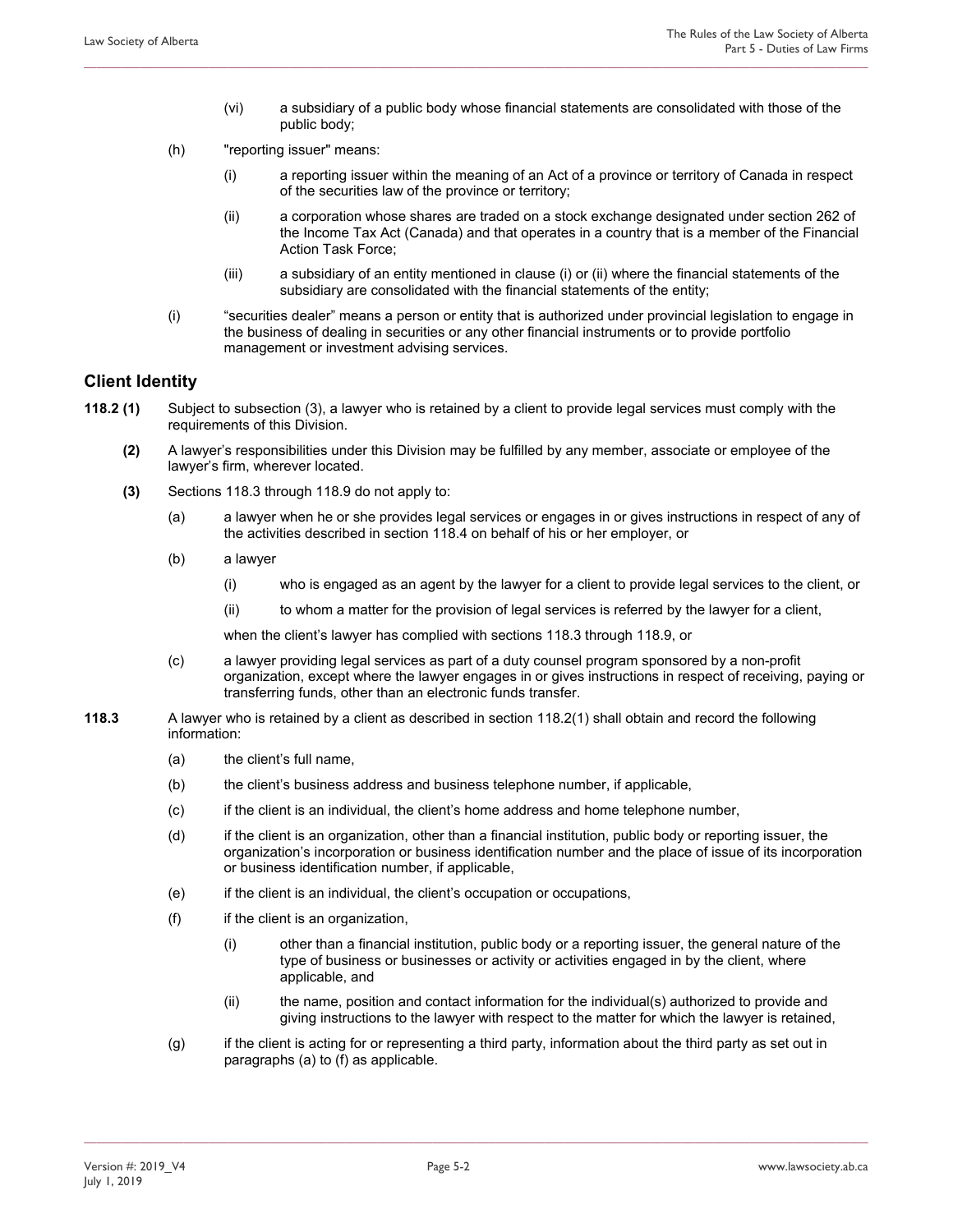(vi) a subsidiary of a public body whose financial statements are consolidated with those of the public body;

(h) "reporting issuer" means:

(i) a reporting issuer within the meaning of an Act of a province or territory of Canada in respect of the securities law of the province or territory;

(ii) a corporation whose shares are traded on a stock exchange designated under section 262 of the Income Tax Act (Canada) and that operates in a country that is a member of the Financial Action Task Force;

(iii) a subsidiary of an entity mentioned in clause (i) or (ii) where the financial statements of the subsidiary are consolidated with the financial statements of the entity;

(i) "securities dealer" means a person or entity that is authorized under provincial legislation to engage in the business of dealing in securities or any other financial instruments or to provide portfolio management or investment advising services.

## Client Identity

**118.2 (1)** Subject to subsection (3), a lawyer who is retained by a client to provide legal services must comply with the requirements of this Division.

**(2)** A lawyer's responsibilities under this Division may be fulfilled by any member, associate or employee of the lawyer's firm, wherever located.

**(3)** Sections 118.3 through 118.9 do not apply to:

(a) a lawyer when he or she provides legal services or engages in or gives instructions in respect of any of the activities described in section 118.4 on behalf of his or her employer, or

(b) a lawyer

(i) who is engaged as an agent by the lawyer for a client to provide legal services to the client, or

(ii) to whom a matter for the provision of legal services is referred by the lawyer for a client,

when the client's lawyer has complied with sections 118.3 through 118.9, or

(c) a lawyer providing legal services as part of a duty counsel program sponsored by a non-profit organization, except where the lawyer engages in or gives instructions in respect of receiving, paying or transferring funds, other than an electronic funds transfer.

**118.3** A lawyer who is retained by a client as described in section 118.2(1) shall obtain and record the following information:

(a) the client's full name,

(b) the client's business address and business telephone number, if applicable,

(c) if the client is an individual, the client's home address and home telephone number,

(d) if the client is an organization, other than a financial institution, public body or reporting issuer, the organization's incorporation or business identification number and the place of issue of its incorporation or business identification number, if applicable,

(e) if the client is an individual, the client's occupation or occupations,

(f) if the client is an organization,

(i) other than a financial institution, public body or a reporting issuer, the general nature of the type of business or businesses or activity or activities engaged in by the client, where applicable, and

(ii) the name, position and contact information for the individual(s) authorized to provide and giving instructions to the lawyer with respect to the matter for which the lawyer is retained,

(g) if the client is acting for or representing a third party, information about the third party as set out in paragraphs (a) to (f) as applicable.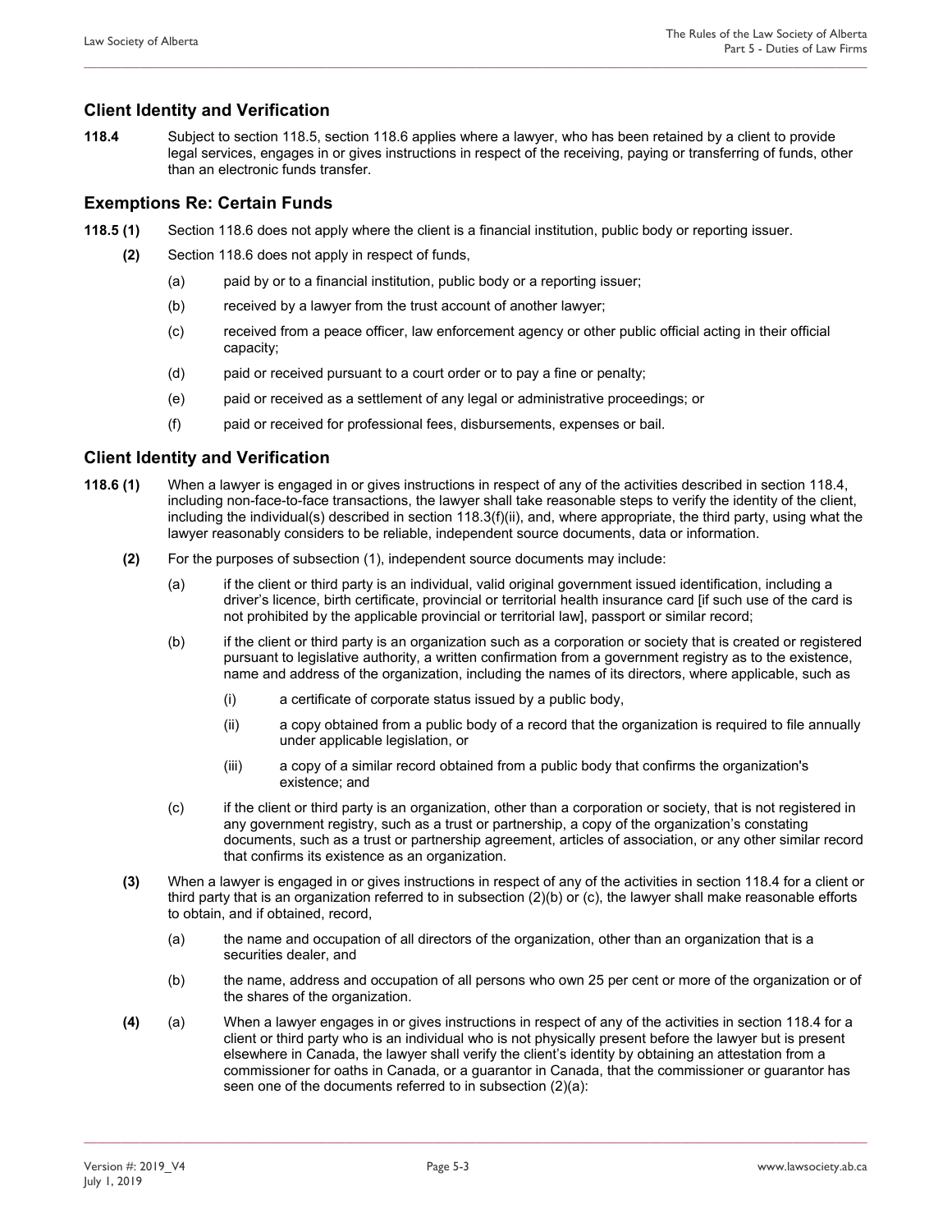## Client Identity and Verification

**118.4** Subject to section 118.5, section 118.6 applies where a lawyer, who has been retained by a client to provide legal services, engages in or gives instructions in respect of the receiving, paying or transferring of funds, other than an electronic funds transfer.

## Exemptions Re: Certain Funds

**118.5 (1)** Section 118.6 does not apply where the client is a financial institution, public body or reporting issuer.

**(2)** Section 118.6 does not apply in respect of funds,

(a) paid by or to a financial institution, public body or a reporting issuer;

(b) received by a lawyer from the trust account of another lawyer;

(c) received from a peace officer, law enforcement agency or other public official acting in their official capacity;

(d) paid or received pursuant to a court order or to pay a fine or penalty;

(e) paid or received as a settlement of any legal or administrative proceedings; or

(f) paid or received for professional fees, disbursements, expenses or bail.

## Client Identity and Verification

**118.6 (1)** When a lawyer is engaged in or gives instructions in respect of any of the activities described in section 118.4, including non-face-to-face transactions, the lawyer shall take reasonable steps to verify the identity of the client, including the individual(s) described in section 118.3(f)(ii), and, where appropriate, the third party, using what the lawyer reasonably considers to be reliable, independent source documents, data or information.

**(2)** For the purposes of subsection (1), independent source documents may include:

(a) if the client or third party is an individual, valid original government issued identification, including a driver's licence, birth certificate, provincial or territorial health insurance card [if such use of the card is not prohibited by the applicable provincial or territorial law], passport or similar record;

(b) if the client or third party is an organization such as a corporation or society that is created or registered pursuant to legislative authority, a written confirmation from a government registry as to the existence, name and address of the organization, including the names of its directors, where applicable, such as

(i) a certificate of corporate status issued by a public body,

(ii) a copy obtained from a public body of a record that the organization is required to file annually under applicable legislation, or

(iii) a copy of a similar record obtained from a public body that confirms the organization's existence; and

(c) if the client or third party is an organization, other than a corporation or society, that is not registered in any government registry, such as a trust or partnership, a copy of the organization's constating documents, such as a trust or partnership agreement, articles of association, or any other similar record that confirms its existence as an organization.

**(3)** When a lawyer is engaged in or gives instructions in respect of any of the activities in section 118.4 for a client or third party that is an organization referred to in subsection (2)(b) or (c), the lawyer shall make reasonable efforts to obtain, and if obtained, record,

(a) the name and occupation of all directors of the organization, other than an organization that is a securities dealer, and

(b) the name, address and occupation of all persons who own 25 per cent or more of the organization or of the shares of the organization.

**(4)** (a) When a lawyer engages in or gives instructions in respect of any of the activities in section 118.4 for a client or third party who is an individual who is not physically present before the lawyer but is present elsewhere in Canada, the lawyer shall verify the client's identity by obtaining an attestation from a commissioner for oaths in Canada, or a guarantor in Canada, that the commissioner or guarantor has seen one of the documents referred to in subsection (2)(a):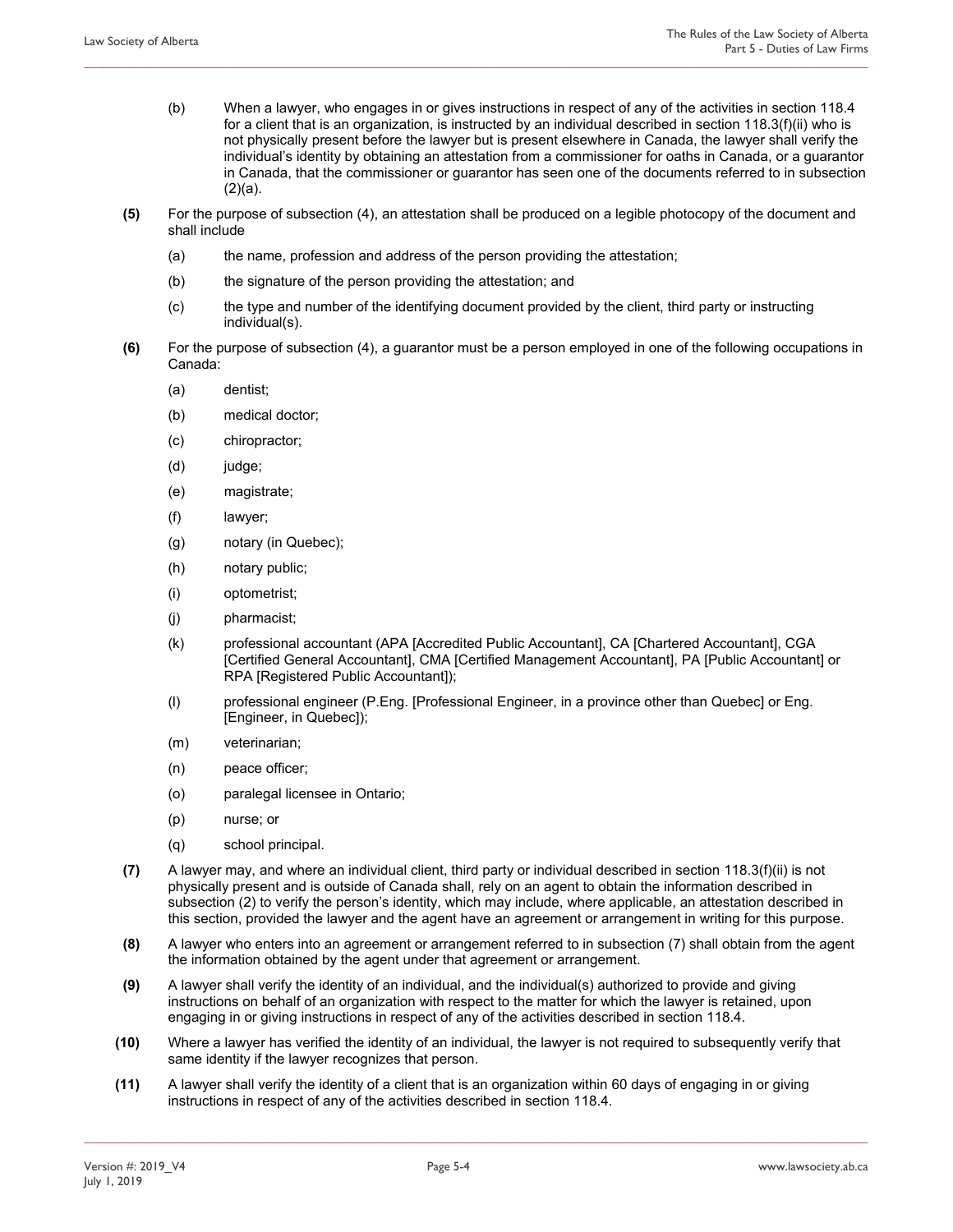(b) When a lawyer, who engages in or gives instructions in respect of any of the activities in section 118.4 for a client that is an organization, is instructed by an individual described in section 118.3(f)(ii) who is not physically present before the lawyer but is present elsewhere in Canada, the lawyer shall verify the individual's identity by obtaining an attestation from a commissioner for oaths in Canada, or a guarantor in Canada, that the commissioner or guarantor has seen one of the documents referred to in subsection (2)(a).

**(5)** For the purpose of subsection (4), an attestation shall be produced on a legible photocopy of the document and shall include

(a) the name, profession and address of the person providing the attestation;

(b) the signature of the person providing the attestation; and

(c) the type and number of the identifying document provided by the client, third party or instructing individual(s).

**(6)** For the purpose of subsection (4), a guarantor must be a person employed in one of the following occupations in Canada:

(a) dentist;

(b) medical doctor;

(c) chiropractor;

(d) judge;

(e) magistrate;

(f) lawyer;

(g) notary (in Quebec);

(h) notary public;

(i) optometrist;

(j) pharmacist;

(k) professional accountant (APA [Accredited Public Accountant], CA [Chartered Accountant], CGA [Certified General Accountant], CMA [Certified Management Accountant], PA [Public Accountant] or RPA [Registered Public Accountant]);

(l) professional engineer (P.Eng. [Professional Engineer, in a province other than Quebec] or Eng. [Engineer, in Quebec]);

(m) veterinarian;

(n) peace officer;

(o) paralegal licensee in Ontario;

(p) nurse; or

(q) school principal.

**(7)** A lawyer may, and where an individual client, third party or individual described in section 118.3(f)(ii) is not physically present and is outside of Canada shall, rely on an agent to obtain the information described in subsection (2) to verify the person's identity, which may include, where applicable, an attestation described in this section, provided the lawyer and the agent have an agreement or arrangement in writing for this purpose.

**(8)** A lawyer who enters into an agreement or arrangement referred to in subsection (7) shall obtain from the agent the information obtained by the agent under that agreement or arrangement.

**(9)** A lawyer shall verify the identity of an individual, and the individual(s) authorized to provide and giving instructions on behalf of an organization with respect to the matter for which the lawyer is retained, upon engaging in or giving instructions in respect of any of the activities described in section 118.4.

**(10)** Where a lawyer has verified the identity of an individual, the lawyer is not required to subsequently verify that same identity if the lawyer recognizes that person.

**(11)** A lawyer shall verify the identity of a client that is an organization within 60 days of engaging in or giving instructions in respect of any of the activities described in section 118.4.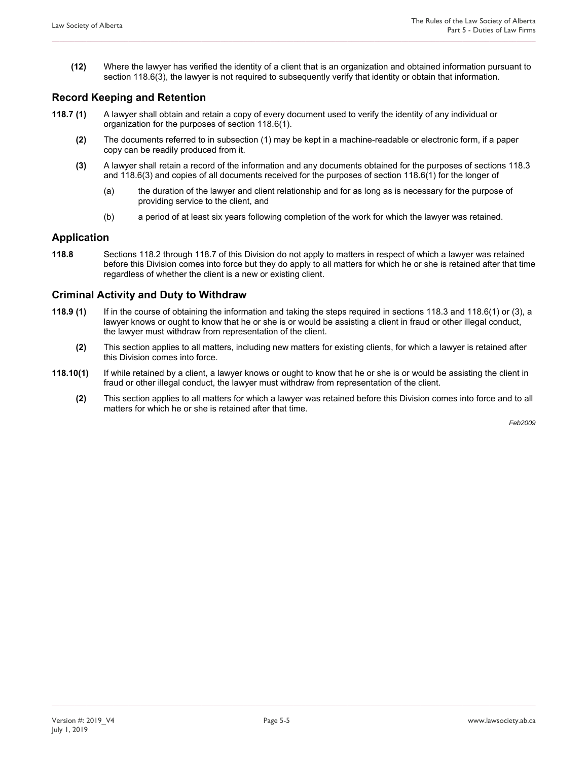**(12)** Where the lawyer has verified the identity of a client that is an organization and obtained information pursuant to section 118.6(3), the lawyer is not required to subsequently verify that identity or obtain that information.

## Record Keeping and Retention

**118.7 (1)** A lawyer shall obtain and retain a copy of every document used to verify the identity of any individual or organization for the purposes of section 118.6(1).

**(2)** The documents referred to in subsection (1) may be kept in a machine-readable or electronic form, if a paper copy can be readily produced from it.

**(3)** A lawyer shall retain a record of the information and any documents obtained for the purposes of sections 118.3 and 118.6(3) and copies of all documents received for the purposes of section 118.6(1) for the longer of

(a) the duration of the lawyer and client relationship and for as long as is necessary for the purpose of providing service to the client, and

(b) a period of at least six years following completion of the work for which the lawyer was retained.

## Application

**118.8** Sections 118.2 through 118.7 of this Division do not apply to matters in respect of which a lawyer was retained before this Division comes into force but they do apply to all matters for which he or she is retained after that time regardless of whether the client is a new or existing client.

## Criminal Activity and Duty to Withdraw

**118.9 (1)** If in the course of obtaining the information and taking the steps required in sections 118.3 and 118.6(1) or (3), a lawyer knows or ought to know that he or she is or would be assisting a client in fraud or other illegal conduct, the lawyer must withdraw from representation of the client.

**(2)** This section applies to all matters, including new matters for existing clients, for which a lawyer is retained after this Division comes into force.

**118.10(1)** If while retained by a client, a lawyer knows or ought to know that he or she is or would be assisting the client in fraud or other illegal conduct, the lawyer must withdraw from representation of the client.

**(2)** This section applies to all matters for which a lawyer was retained before this Division comes into force and to all matters for which he or she is retained after that time.

*Feb2009*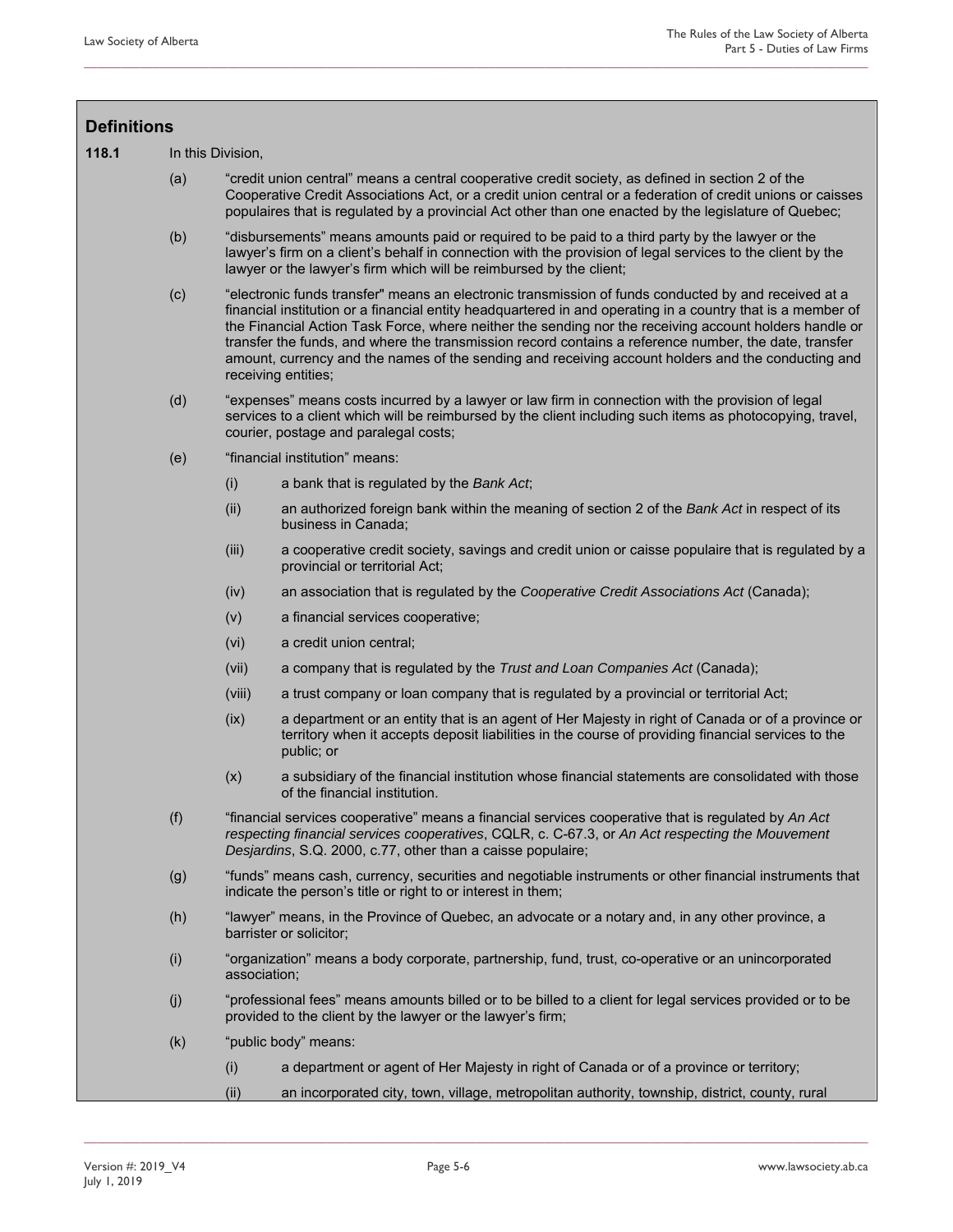## Definitions

**118.1** In this Division,

(a) "credit union central" means a central cooperative credit society, as defined in section 2 of the Cooperative Credit Associations Act, or a credit union central or a federation of credit unions or caisses populaires that is regulated by a provincial Act other than one enacted by the legislature of Quebec;

(b) "disbursements" means amounts paid or required to be paid to a third party by the lawyer or the lawyer's firm on a client's behalf in connection with the provision of legal services to the client by the lawyer or the lawyer's firm which will be reimbursed by the client;

(c) "electronic funds transfer" means an electronic transmission of funds conducted by and received at a financial institution or a financial entity headquartered in and operating in a country that is a member of the Financial Action Task Force, where neither the sending nor the receiving account holders handle or transfer the funds, and where the transmission record contains a reference number, the date, transfer amount, currency and the names of the sending and receiving account holders and the conducting and receiving entities;

(d) "expenses" means costs incurred by a lawyer or law firm in connection with the provision of legal services to a client which will be reimbursed by the client including such items as photocopying, travel, courier, postage and paralegal costs;

(e) "financial institution" means:

- (i) a bank that is regulated by the *Bank Act*;
- (ii) an authorized foreign bank within the meaning of section 2 of the *Bank Act* in respect of its business in Canada;
- (iii) a cooperative credit society, savings and credit union or caisse populaire that is regulated by a provincial or territorial Act;
- (iv) an association that is regulated by the *Cooperative Credit Associations Act* (Canada);
- (v) a financial services cooperative;
- (vi) a credit union central;
- (vii) a company that is regulated by the *Trust and Loan Companies Act* (Canada);
- (viii) a trust company or loan company that is regulated by a provincial or territorial Act;
- (ix) a department or an entity that is an agent of Her Majesty in right of Canada or of a province or territory when it accepts deposit liabilities in the course of providing financial services to the public; or
- (x) a subsidiary of the financial institution whose financial statements are consolidated with those of the financial institution.

(f) "financial services cooperative" means a financial services cooperative that is regulated by *An Act respecting financial services cooperatives*, CQLR, c. C-67.3, or *An Act respecting the Mouvement Desjardins*, S.Q. 2000, c.77, other than a caisse populaire;

(g) "funds" means cash, currency, securities and negotiable instruments or other financial instruments that indicate the person's title or right to or interest in them;

(h) "lawyer" means, in the Province of Quebec, an advocate or a notary and, in any other province, a barrister or solicitor;

(i) "organization" means a body corporate, partnership, fund, trust, co-operative or an unincorporated association;

(j) "professional fees" means amounts billed or to be billed to a client for legal services provided or to be provided to the client by the lawyer or the lawyer's firm;

(k) "public body" means:

- (i) a department or agent of Her Majesty in right of Canada or of a province or territory;
- (ii) an incorporated city, town, village, metropolitan authority, township, district, county, rural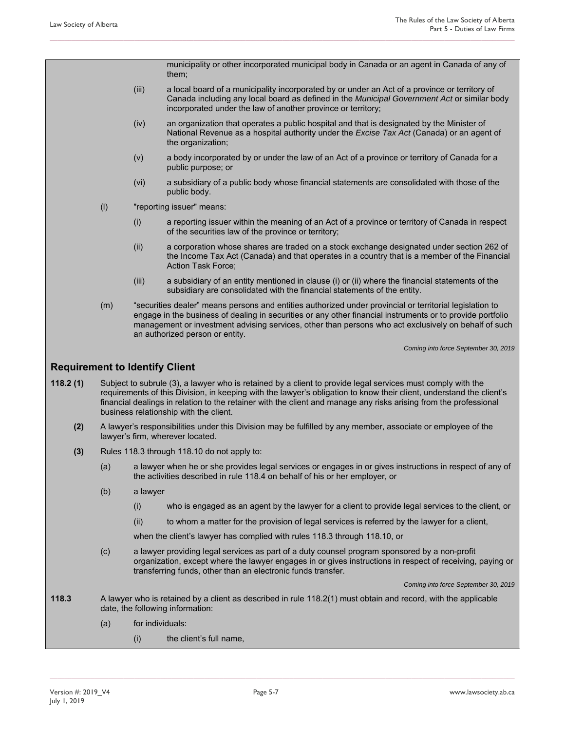municipality or other incorporated municipal body in Canada or an agent in Canada of any of them;

(iii) a local board of a municipality incorporated by or under an Act of a province or territory of Canada including any local board as defined in the *Municipal Government Act* or similar body incorporated under the law of another province or territory;

(iv) an organization that operates a public hospital and that is designated by the Minister of National Revenue as a hospital authority under the *Excise Tax Act* (Canada) or an agent of the organization;

(v) a body incorporated by or under the law of an Act of a province or territory of Canada for a public purpose; or

(vi) a subsidiary of a public body whose financial statements are consolidated with those of the public body.

(l) "reporting issuer" means:

(i) a reporting issuer within the meaning of an Act of a province or territory of Canada in respect of the securities law of the province or territory;

(ii) a corporation whose shares are traded on a stock exchange designated under section 262 of the Income Tax Act (Canada) and that operates in a country that is a member of the Financial Action Task Force;

(iii) a subsidiary of an entity mentioned in clause (i) or (ii) where the financial statements of the subsidiary are consolidated with the financial statements of the entity.

(m) "securities dealer" means persons and entities authorized under provincial or territorial legislation to engage in the business of dealing in securities or any other financial instruments or to provide portfolio management or investment advising services, other than persons who act exclusively on behalf of such an authorized person or entity.

*Coming into force September 30, 2019*

## Requirement to Identify Client

**118.2 (1)** Subject to subrule (3), a lawyer who is retained by a client to provide legal services must comply with the requirements of this Division, in keeping with the lawyer's obligation to know their client, understand the client's financial dealings in relation to the retainer with the client and manage any risks arising from the professional business relationship with the client.

**(2)** A lawyer's responsibilities under this Division may be fulfilled by any member, associate or employee of the lawyer's firm, wherever located.

**(3)** Rules 118.3 through 118.10 do not apply to:

(a) a lawyer when he or she provides legal services or engages in or gives instructions in respect of any of the activities described in rule 118.4 on behalf of his or her employer, or

(b) a lawyer

(i) who is engaged as an agent by the lawyer for a client to provide legal services to the client, or

(ii) to whom a matter for the provision of legal services is referred by the lawyer for a client,

when the client's lawyer has complied with rules 118.3 through 118.10, or

(c) a lawyer providing legal services as part of a duty counsel program sponsored by a non-profit organization, except where the lawyer engages in or gives instructions in respect of receiving, paying or transferring funds, other than an electronic funds transfer.

*Coming into force September 30, 2019*

**118.3** A lawyer who is retained by a client as described in rule 118.2(1) must obtain and record, with the applicable date, the following information:

(a) for individuals:

(i) the client's full name,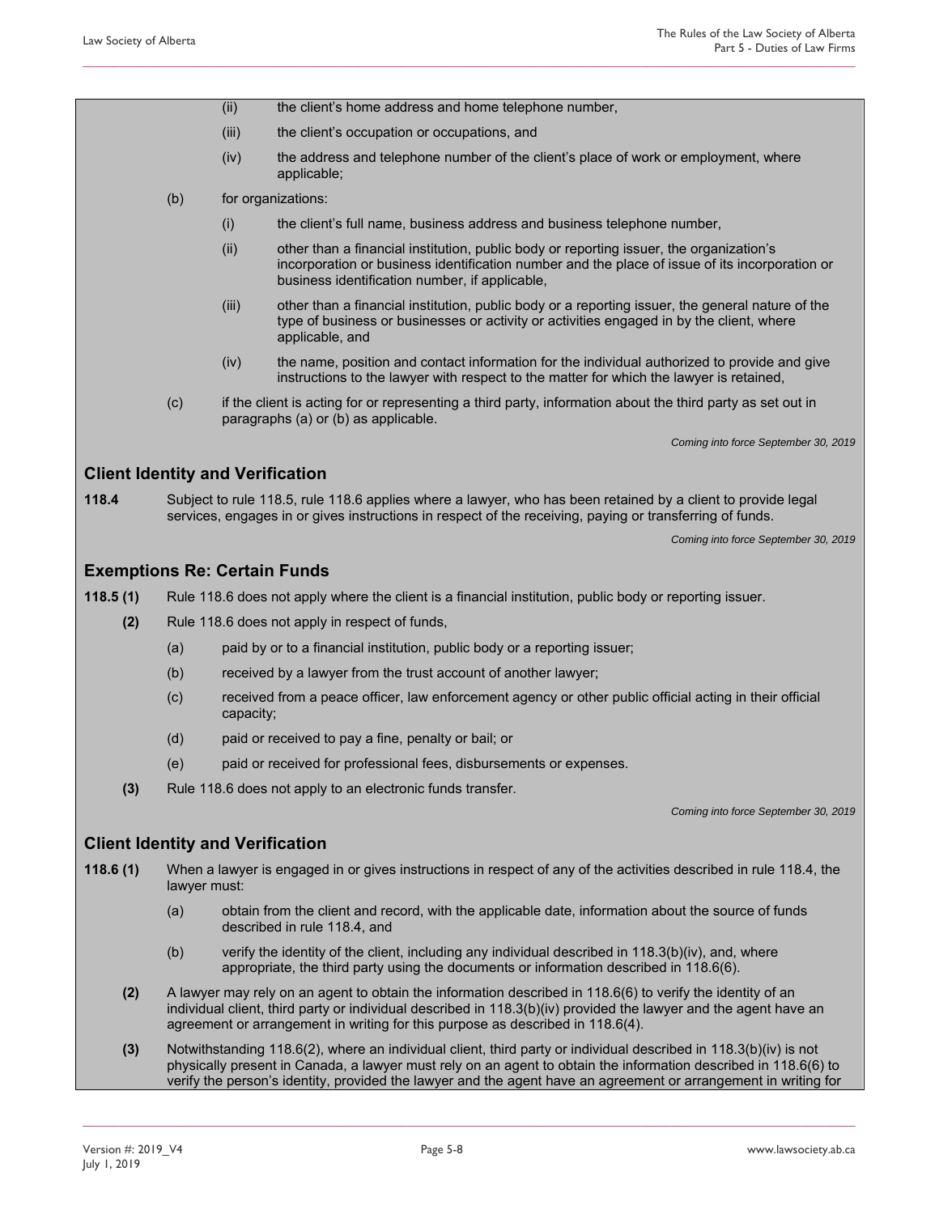(ii) the client's home address and home telephone number,

(iii) the client's occupation or occupations, and

(iv) the address and telephone number of the client's place of work or employment, where applicable;

(b) for organizations:

(i) the client's full name, business address and business telephone number,

(ii) other than a financial institution, public body or reporting issuer, the organization's incorporation or business identification number and the place of issue of its incorporation or business identification number, if applicable,

(iii) other than a financial institution, public body or a reporting issuer, the general nature of the type of business or businesses or activity or activities engaged in by the client, where applicable, and

(iv) the name, position and contact information for the individual authorized to provide and give instructions to the lawyer with respect to the matter for which the lawyer is retained,

(c) if the client is acting for or representing a third party, information about the third party as set out in paragraphs (a) or (b) as applicable.

*Coming into force September 30, 2019*

## Client Identity and Verification

**118.4** Subject to rule 118.5, rule 118.6 applies where a lawyer, who has been retained by a client to provide legal services, engages in or gives instructions in respect of the receiving, paying or transferring of funds.

*Coming into force September 30, 2019*

## Exemptions Re: Certain Funds

**118.5 (1)** Rule 118.6 does not apply where the client is a financial institution, public body or reporting issuer.

**(2)** Rule 118.6 does not apply in respect of funds,

(a) paid by or to a financial institution, public body or a reporting issuer;

(b) received by a lawyer from the trust account of another lawyer;

(c) received from a peace officer, law enforcement agency or other public official acting in their official capacity;

(d) paid or received to pay a fine, penalty or bail; or

(e) paid or received for professional fees, disbursements or expenses.

**(3)** Rule 118.6 does not apply to an electronic funds transfer.

*Coming into force September 30, 2019*

## Client Identity and Verification

**118.6 (1)** When a lawyer is engaged in or gives instructions in respect of any of the activities described in rule 118.4, the lawyer must:

(a) obtain from the client and record, with the applicable date, information about the source of funds described in rule 118.4, and

(b) verify the identity of the client, including any individual described in 118.3(b)(iv), and, where appropriate, the third party using the documents or information described in 118.6(6).

**(2)** A lawyer may rely on an agent to obtain the information described in 118.6(6) to verify the identity of an individual client, third party or individual described in 118.3(b)(iv) provided the lawyer and the agent have an agreement or arrangement in writing for this purpose as described in 118.6(4).

**(3)** Notwithstanding 118.6(2), where an individual client, third party or individual described in 118.3(b)(iv) is not physically present in Canada, a lawyer must rely on an agent to obtain the information described in 118.6(6) to verify the person's identity, provided the lawyer and the agent have an agreement or arrangement in writing for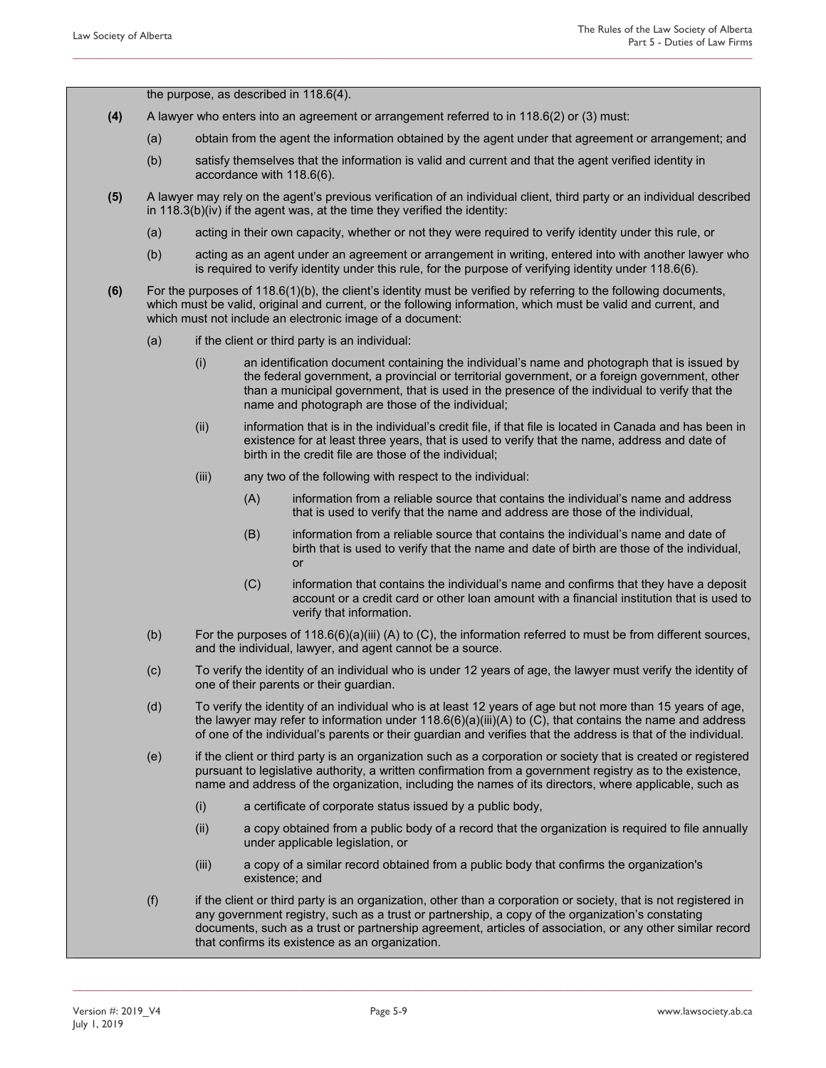the purpose, as described in 118.6(4).

**(4)** A lawyer who enters into an agreement or arrangement referred to in 118.6(2) or (3) must:

(a) obtain from the agent the information obtained by the agent under that agreement or arrangement; and

(b) satisfy themselves that the information is valid and current and that the agent verified identity in accordance with 118.6(6).

**(5)** A lawyer may rely on the agent's previous verification of an individual client, third party or an individual described in 118.3(b)(iv) if the agent was, at the time they verified the identity:

(a) acting in their own capacity, whether or not they were required to verify identity under this rule, or

(b) acting as an agent under an agreement or arrangement in writing, entered into with another lawyer who is required to verify identity under this rule, for the purpose of verifying identity under 118.6(6).

**(6)** For the purposes of 118.6(1)(b), the client's identity must be verified by referring to the following documents, which must be valid, original and current, or the following information, which must be valid and current, and which must not include an electronic image of a document:

(a) if the client or third party is an individual:

(i) an identification document containing the individual's name and photograph that is issued by the federal government, a provincial or territorial government, or a foreign government, other than a municipal government, that is used in the presence of the individual to verify that the name and photograph are those of the individual;

(ii) information that is in the individual's credit file, if that file is located in Canada and has been in existence for at least three years, that is used to verify that the name, address and date of birth in the credit file are those of the individual;

(iii) any two of the following with respect to the individual:

(A) information from a reliable source that contains the individual's name and address that is used to verify that the name and address are those of the individual,

(B) information from a reliable source that contains the individual's name and date of birth that is used to verify that the name and date of birth are those of the individual, or

(C) information that contains the individual's name and confirms that they have a deposit account or a credit card or other loan amount with a financial institution that is used to verify that information.

(b) For the purposes of 118.6(6)(a)(iii) (A) to (C), the information referred to must be from different sources, and the individual, lawyer, and agent cannot be a source.

(c) To verify the identity of an individual who is under 12 years of age, the lawyer must verify the identity of one of their parents or their guardian.

(d) To verify the identity of an individual who is at least 12 years of age but not more than 15 years of age, the lawyer may refer to information under 118.6(6)(a)(iii)(A) to (C), that contains the name and address of one of the individual's parents or their guardian and verifies that the address is that of the individual.

(e) if the client or third party is an organization such as a corporation or society that is created or registered pursuant to legislative authority, a written confirmation from a government registry as to the existence, name and address of the organization, including the names of its directors, where applicable, such as

(i) a certificate of corporate status issued by a public body,

(ii) a copy obtained from a public body of a record that the organization is required to file annually under applicable legislation, or

(iii) a copy of a similar record obtained from a public body that confirms the organization's existence; and

(f) if the client or third party is an organization, other than a corporation or society, that is not registered in any government registry, such as a trust or partnership, a copy of the organization's constating documents, such as a trust or partnership agreement, articles of association, or any other similar record that confirms its existence as an organization.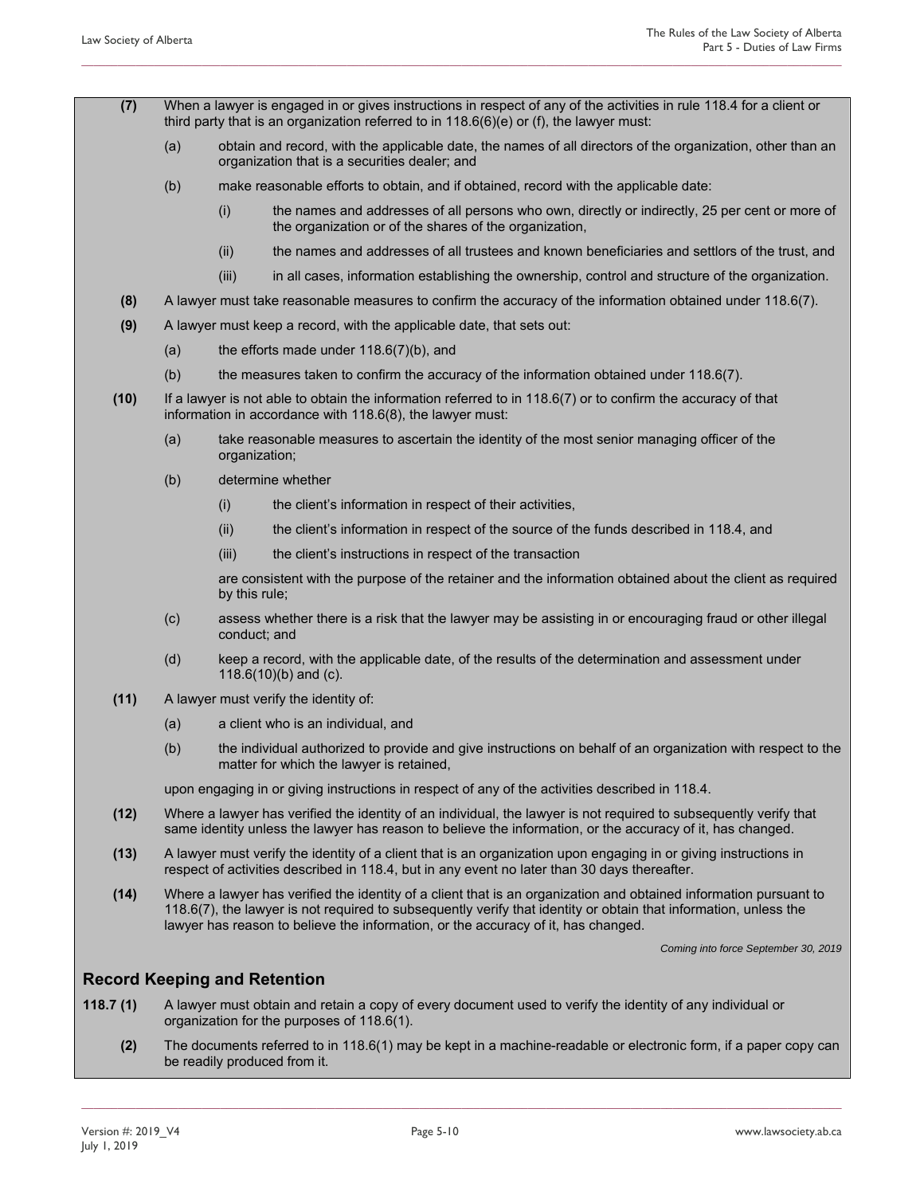**(7)** When a lawyer is engaged in or gives instructions in respect of any of the activities in rule 118.4 for a client or third party that is an organization referred to in 118.6(6)(e) or (f), the lawyer must:

(a) obtain and record, with the applicable date, the names of all directors of the organization, other than an organization that is a securities dealer; and

(b) make reasonable efforts to obtain, and if obtained, record with the applicable date:

(i) the names and addresses of all persons who own, directly or indirectly, 25 per cent or more of the organization or of the shares of the organization,

(ii) the names and addresses of all trustees and known beneficiaries and settlors of the trust, and

(iii) in all cases, information establishing the ownership, control and structure of the organization.

**(8)** A lawyer must take reasonable measures to confirm the accuracy of the information obtained under 118.6(7).

**(9)** A lawyer must keep a record, with the applicable date, that sets out:

(a) the efforts made under 118.6(7)(b), and

(b) the measures taken to confirm the accuracy of the information obtained under 118.6(7).

**(10)** If a lawyer is not able to obtain the information referred to in 118.6(7) or to confirm the accuracy of that information in accordance with 118.6(8), the lawyer must:

(a) take reasonable measures to ascertain the identity of the most senior managing officer of the organization;

(b) determine whether

(i) the client's information in respect of their activities,

(ii) the client's information in respect of the source of the funds described in 118.4, and

(iii) the client's instructions in respect of the transaction

are consistent with the purpose of the retainer and the information obtained about the client as required by this rule;

(c) assess whether there is a risk that the lawyer may be assisting in or encouraging fraud or other illegal conduct; and

(d) keep a record, with the applicable date, of the results of the determination and assessment under 118.6(10)(b) and (c).

**(11)** A lawyer must verify the identity of:

(a) a client who is an individual, and

(b) the individual authorized to provide and give instructions on behalf of an organization with respect to the matter for which the lawyer is retained,

upon engaging in or giving instructions in respect of any of the activities described in 118.4.

**(12)** Where a lawyer has verified the identity of an individual, the lawyer is not required to subsequently verify that same identity unless the lawyer has reason to believe the information, or the accuracy of it, has changed.

**(13)** A lawyer must verify the identity of a client that is an organization upon engaging in or giving instructions in respect of activities described in 118.4, but in any event no later than 30 days thereafter.

**(14)** Where a lawyer has verified the identity of a client that is an organization and obtained information pursuant to 118.6(7), the lawyer is not required to subsequently verify that identity or obtain that information, unless the lawyer has reason to believe the information, or the accuracy of it, has changed.

*Coming into force September 30, 2019*

## Record Keeping and Retention

**118.7 (1)** A lawyer must obtain and retain a copy of every document used to verify the identity of any individual or organization for the purposes of 118.6(1).

**(2)** The documents referred to in 118.6(1) may be kept in a machine-readable or electronic form, if a paper copy can be readily produced from it.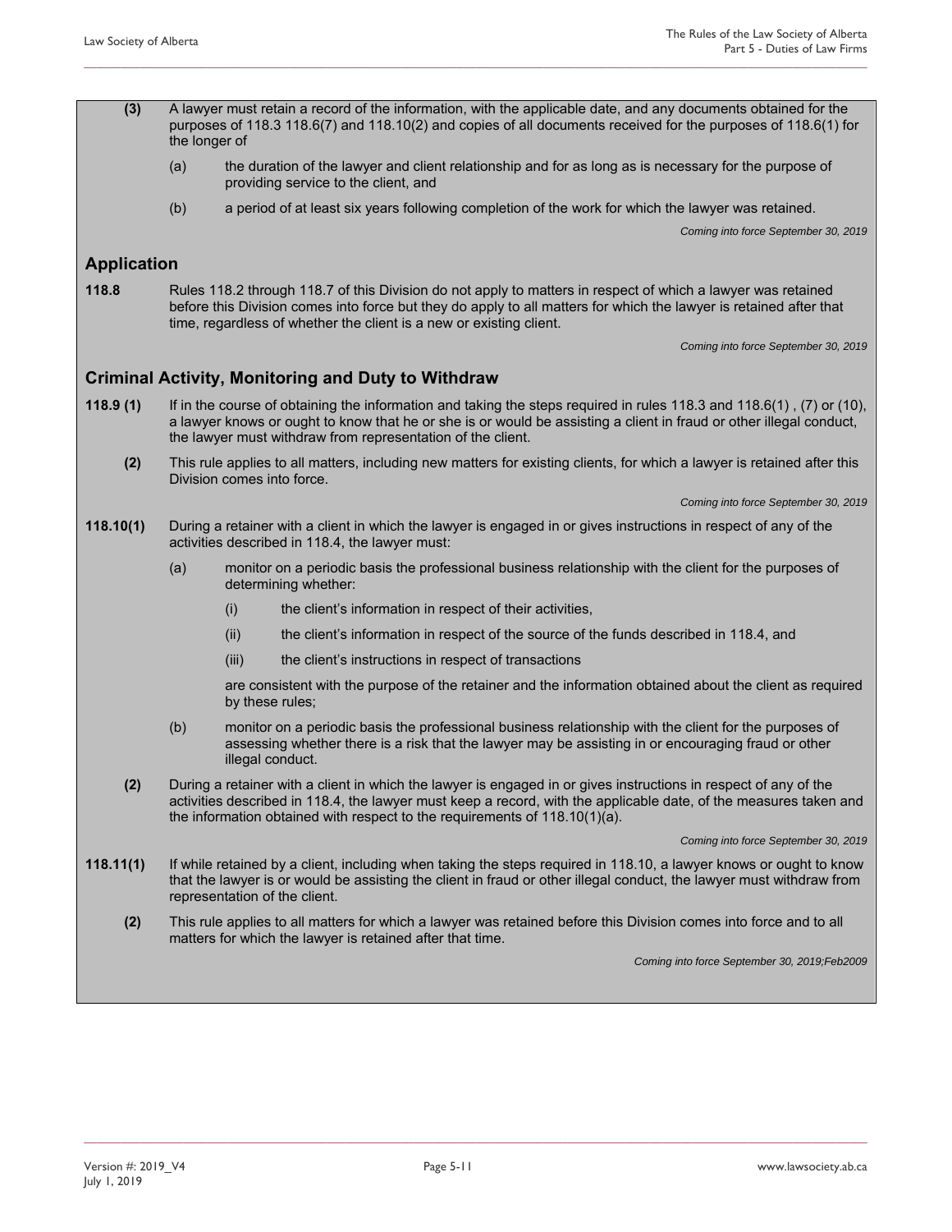**(3)** A lawyer must retain a record of the information, with the applicable date, and any documents obtained for the purposes of 118.3 118.6(7) and 118.10(2) and copies of all documents received for the purposes of 118.6(1) for the longer of

(a) the duration of the lawyer and client relationship and for as long as is necessary for the purpose of providing service to the client, and

(b) a period of at least six years following completion of the work for which the lawyer was retained.

*Coming into force September 30, 2019*

## Application

**118.8** Rules 118.2 through 118.7 of this Division do not apply to matters in respect of which a lawyer was retained before this Division comes into force but they do apply to all matters for which the lawyer is retained after that time, regardless of whether the client is a new or existing client.

*Coming into force September 30, 2019*

## Criminal Activity, Monitoring and Duty to Withdraw

**118.9 (1)** If in the course of obtaining the information and taking the steps required in rules 118.3 and 118.6(1) , (7) or (10), a lawyer knows or ought to know that he or she is or would be assisting a client in fraud or other illegal conduct, the lawyer must withdraw from representation of the client.

**(2)** This rule applies to all matters, including new matters for existing clients, for which a lawyer is retained after this Division comes into force.

*Coming into force September 30, 2019*

**118.10(1)** During a retainer with a client in which the lawyer is engaged in or gives instructions in respect of any of the activities described in 118.4, the lawyer must:

(a) monitor on a periodic basis the professional business relationship with the client for the purposes of determining whether:

(i) the client's information in respect of their activities,

(ii) the client's information in respect of the source of the funds described in 118.4, and

(iii) the client's instructions in respect of transactions

are consistent with the purpose of the retainer and the information obtained about the client as required by these rules;

(b) monitor on a periodic basis the professional business relationship with the client for the purposes of assessing whether there is a risk that the lawyer may be assisting in or encouraging fraud or other illegal conduct.

**(2)** During a retainer with a client in which the lawyer is engaged in or gives instructions in respect of any of the activities described in 118.4, the lawyer must keep a record, with the applicable date, of the measures taken and the information obtained with respect to the requirements of 118.10(1)(a).

*Coming into force September 30, 2019*

**118.11(1)** If while retained by a client, including when taking the steps required in 118.10, a lawyer knows or ought to know that the lawyer is or would be assisting the client in fraud or other illegal conduct, the lawyer must withdraw from representation of the client.

**(2)** This rule applies to all matters for which a lawyer was retained before this Division comes into force and to all matters for which the lawyer is retained after that time.

*Coming into force September 30, 2019;Feb2009*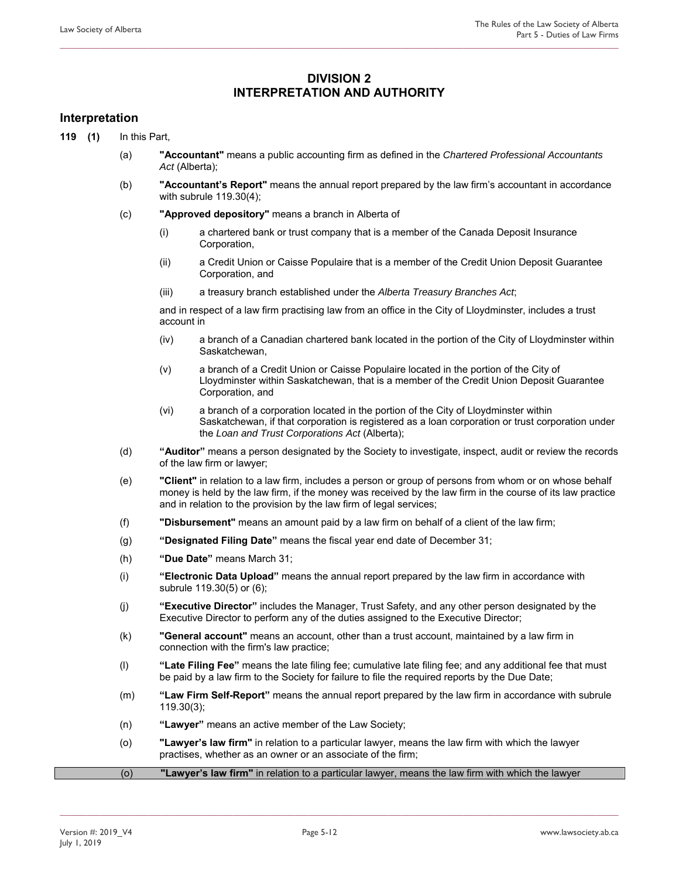# DIVISION 2
# INTERPRETATION AND AUTHORITY

## Interpretation

**119 (1)** In this Part,

(a) **"Accountant"** means a public accounting firm as defined in the *Chartered Professional Accountants Act* (Alberta);

(b) **"Accountant's Report"** means the annual report prepared by the law firm's accountant in accordance with subrule 119.30(4);

(c) **"Approved depository"** means a branch in Alberta of

(i) a chartered bank or trust company that is a member of the Canada Deposit Insurance Corporation,

(ii) a Credit Union or Caisse Populaire that is a member of the Credit Union Deposit Guarantee Corporation, and

(iii) a treasury branch established under the *Alberta Treasury Branches Act*;

and in respect of a law firm practising law from an office in the City of Lloydminster, includes a trust account in

(iv) a branch of a Canadian chartered bank located in the portion of the City of Lloydminster within Saskatchewan,

(v) a branch of a Credit Union or Caisse Populaire located in the portion of the City of Lloydminster within Saskatchewan, that is a member of the Credit Union Deposit Guarantee Corporation, and

(vi) a branch of a corporation located in the portion of the City of Lloydminster within Saskatchewan, if that corporation is registered as a loan corporation or trust corporation under the *Loan and Trust Corporations Act* (Alberta);

(d) **"Auditor"** means a person designated by the Society to investigate, inspect, audit or review the records of the law firm or lawyer;

(e) **"Client"** in relation to a law firm, includes a person or group of persons from whom or on whose behalf money is held by the law firm, if the money was received by the law firm in the course of its law practice and in relation to the provision by the law firm of legal services;

(f) **"Disbursement"** means an amount paid by a law firm on behalf of a client of the law firm;

(g) **"Designated Filing Date"** means the fiscal year end date of December 31;

(h) **"Due Date"** means March 31;

(i) **"Electronic Data Upload"** means the annual report prepared by the law firm in accordance with subrule 119.30(5) or (6);

(j) **"Executive Director"** includes the Manager, Trust Safety, and any other person designated by the Executive Director to perform any of the duties assigned to the Executive Director;

(k) **"General account"** means an account, other than a trust account, maintained by a law firm in connection with the firm's law practice;

(l) **"Late Filing Fee"** means the late filing fee; cumulative late filing fee; and any additional fee that must be paid by a law firm to the Society for failure to file the required reports by the Due Date;

(m) **"Law Firm Self-Report"** means the annual report prepared by the law firm in accordance with subrule 119.30(3);

(n) **"Lawyer"** means an active member of the Law Society;

(o) **"Lawyer's law firm"** in relation to a particular lawyer, means the law firm with which the lawyer practises, whether as an owner or an associate of the firm;

(o) **"Lawyer's law firm"** in relation to a particular lawyer, means the law firm with which the lawyer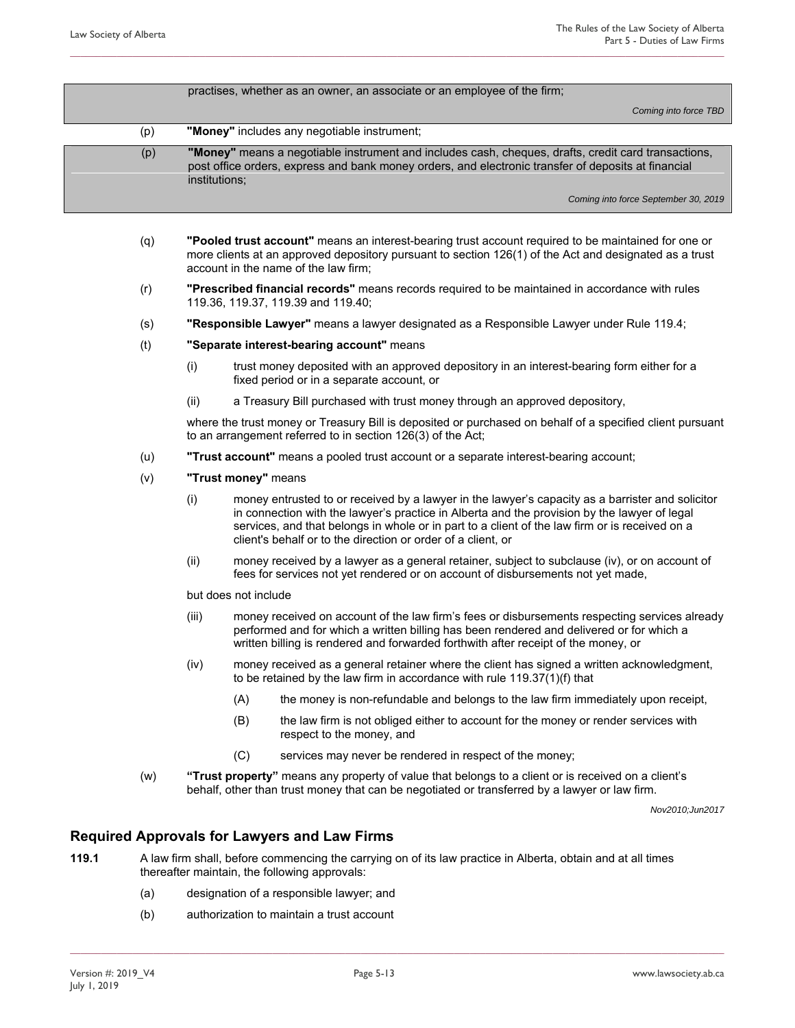practises, whether as an owner, an associate or an employee of the firm;

*Coming into force TBD*

(p) **"Money"** includes any negotiable instrument;

(p) **"Money"** means a negotiable instrument and includes cash, cheques, drafts, credit card transactions, post office orders, express and bank money orders, and electronic transfer of deposits at financial institutions;

*Coming into force September 30, 2019*

(q) **"Pooled trust account"** means an interest-bearing trust account required to be maintained for one or more clients at an approved depository pursuant to section 126(1) of the Act and designated as a trust account in the name of the law firm;

(r) **"Prescribed financial records"** means records required to be maintained in accordance with rules 119.36, 119.37, 119.39 and 119.40;

(s) **"Responsible Lawyer"** means a lawyer designated as a Responsible Lawyer under Rule 119.4;

(t) **"Separate interest-bearing account"** means

- (i) trust money deposited with an approved depository in an interest-bearing form either for a fixed period or in a separate account, or
- (ii) a Treasury Bill purchased with trust money through an approved depository,

where the trust money or Treasury Bill is deposited or purchased on behalf of a specified client pursuant to an arrangement referred to in section 126(3) of the Act;

(u) **"Trust account"** means a pooled trust account or a separate interest-bearing account;

(v) **"Trust money"** means

- (i) money entrusted to or received by a lawyer in the lawyer's capacity as a barrister and solicitor in connection with the lawyer's practice in Alberta and the provision by the lawyer of legal services, and that belongs in whole or in part to a client of the law firm or is received on a client's behalf or to the direction or order of a client, or
- (ii) money received by a lawyer as a general retainer, subject to subclause (iv), or on account of fees for services not yet rendered or on account of disbursements not yet made,

but does not include

- (iii) money received on account of the law firm's fees or disbursements respecting services already performed and for which a written billing has been rendered and delivered or for which a written billing is rendered and forwarded forthwith after receipt of the money, or
- (iv) money received as a general retainer where the client has signed a written acknowledgment, to be retained by the law firm in accordance with rule 119.37(1)(f) that
  - (A) the money is non-refundable and belongs to the law firm immediately upon receipt,
  - (B) the law firm is not obliged either to account for the money or render services with respect to the money, and
  - (C) services may never be rendered in respect of the money;

(w) **"Trust property"** means any property of value that belongs to a client or is received on a client's behalf, other than trust money that can be negotiated or transferred by a lawyer or law firm.

*Nov2010;Jun2017*

## Required Approvals for Lawyers and Law Firms

**119.1** A law firm shall, before commencing the carrying on of its law practice in Alberta, obtain and at all times thereafter maintain, the following approvals:

(a) designation of a responsible lawyer; and

(b) authorization to maintain a trust account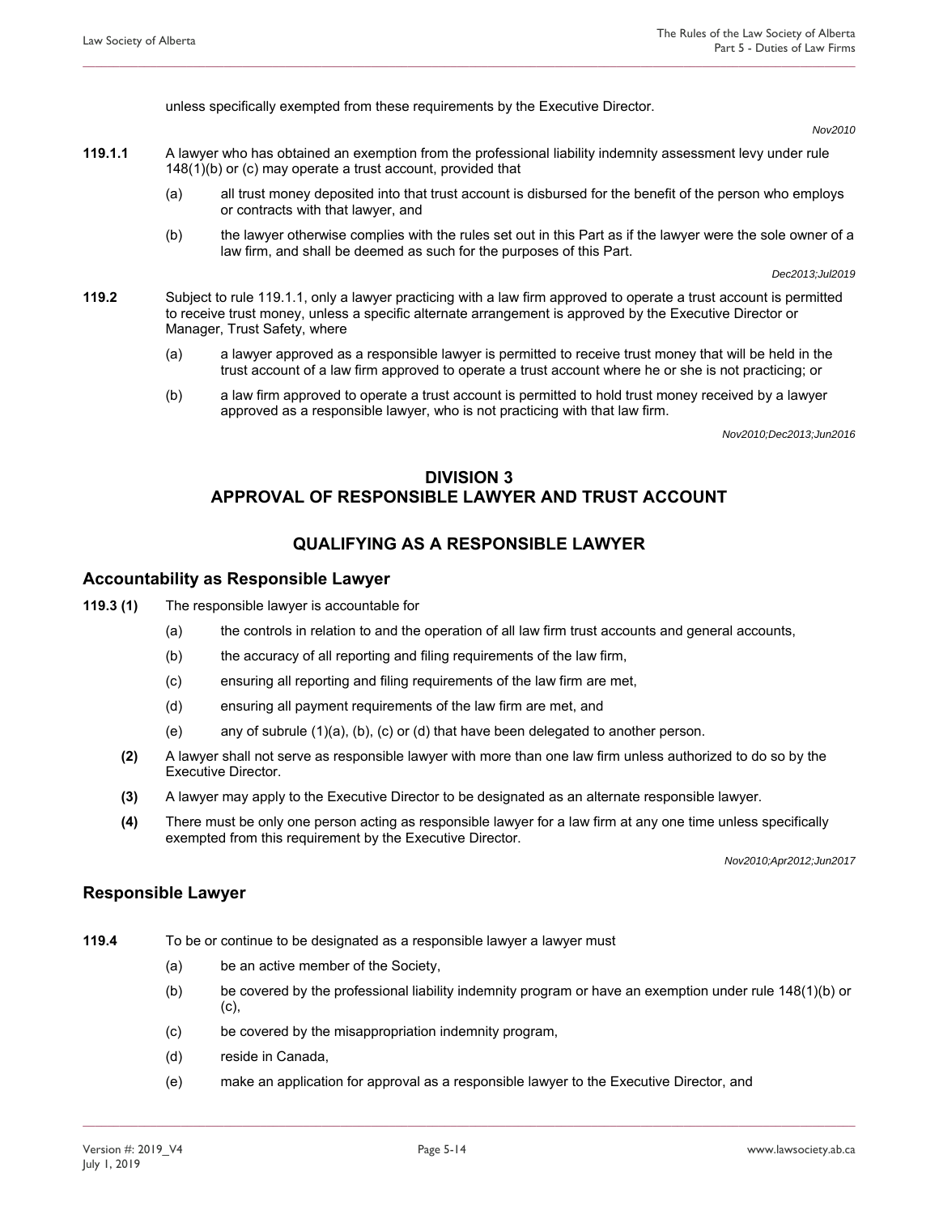unless specifically exempted from these requirements by the Executive Director.

*Nov2010*

**119.1.1** A lawyer who has obtained an exemption from the professional liability indemnity assessment levy under rule 148(1)(b) or (c) may operate a trust account, provided that

(a) all trust money deposited into that trust account is disbursed for the benefit of the person who employs or contracts with that lawyer, and

(b) the lawyer otherwise complies with the rules set out in this Part as if the lawyer were the sole owner of a law firm, and shall be deemed as such for the purposes of this Part.

*Dec2013;Jul2019*

**119.2** Subject to rule 119.1.1, only a lawyer practicing with a law firm approved to operate a trust account is permitted to receive trust money, unless a specific alternate arrangement is approved by the Executive Director or Manager, Trust Safety, where

(a) a lawyer approved as a responsible lawyer is permitted to receive trust money that will be held in the trust account of a law firm approved to operate a trust account where he or she is not practicing; or

(b) a law firm approved to operate a trust account is permitted to hold trust money received by a lawyer approved as a responsible lawyer, who is not practicing with that law firm.

*Nov2010;Dec2013;Jun2016*

## DIVISION 3
## APPROVAL OF RESPONSIBLE LAWYER AND TRUST ACCOUNT

## QUALIFYING AS A RESPONSIBLE LAWYER

### Accountability as Responsible Lawyer

**119.3 (1)** The responsible lawyer is accountable for

(a) the controls in relation to and the operation of all law firm trust accounts and general accounts,

(b) the accuracy of all reporting and filing requirements of the law firm,

(c) ensuring all reporting and filing requirements of the law firm are met,

(d) ensuring all payment requirements of the law firm are met, and

(e) any of subrule (1)(a), (b), (c) or (d) that have been delegated to another person.

**(2)** A lawyer shall not serve as responsible lawyer with more than one law firm unless authorized to do so by the Executive Director.

**(3)** A lawyer may apply to the Executive Director to be designated as an alternate responsible lawyer.

**(4)** There must be only one person acting as responsible lawyer for a law firm at any one time unless specifically exempted from this requirement by the Executive Director.

*Nov2010;Apr2012;Jun2017*

### Responsible Lawyer

**119.4** To be or continue to be designated as a responsible lawyer a lawyer must

(a) be an active member of the Society,

(b) be covered by the professional liability indemnity program or have an exemption under rule 148(1)(b) or (c),

(c) be covered by the misappropriation indemnity program,

(d) reside in Canada,

(e) make an application for approval as a responsible lawyer to the Executive Director, and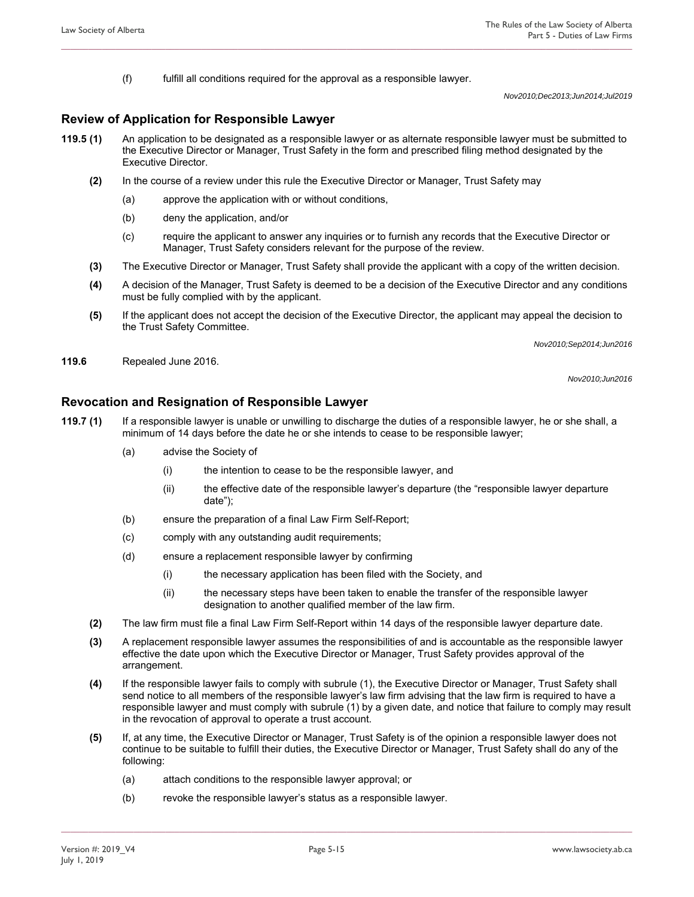(f) fulfill all conditions required for the approval as a responsible lawyer.

*Nov2010;Dec2013;Jun2014;Jul2019*

## Review of Application for Responsible Lawyer

**119.5 (1)** An application to be designated as a responsible lawyer or as alternate responsible lawyer must be submitted to the Executive Director or Manager, Trust Safety in the form and prescribed filing method designated by the Executive Director.

**(2)** In the course of a review under this rule the Executive Director or Manager, Trust Safety may

(a) approve the application with or without conditions,

(b) deny the application, and/or

(c) require the applicant to answer any inquiries or to furnish any records that the Executive Director or Manager, Trust Safety considers relevant for the purpose of the review.

**(3)** The Executive Director or Manager, Trust Safety shall provide the applicant with a copy of the written decision.

**(4)** A decision of the Manager, Trust Safety is deemed to be a decision of the Executive Director and any conditions must be fully complied with by the applicant.

**(5)** If the applicant does not accept the decision of the Executive Director, the applicant may appeal the decision to the Trust Safety Committee.

*Nov2010;Sep2014;Jun2016*

**119.6** Repealed June 2016.

*Nov2010;Jun2016*

## Revocation and Resignation of Responsible Lawyer

**119.7 (1)** If a responsible lawyer is unable or unwilling to discharge the duties of a responsible lawyer, he or she shall, a minimum of 14 days before the date he or she intends to cease to be responsible lawyer;

(a) advise the Society of

(i) the intention to cease to be the responsible lawyer, and

(ii) the effective date of the responsible lawyer's departure (the "responsible lawyer departure date");

(b) ensure the preparation of a final Law Firm Self-Report;

(c) comply with any outstanding audit requirements;

(d) ensure a replacement responsible lawyer by confirming

(i) the necessary application has been filed with the Society, and

(ii) the necessary steps have been taken to enable the transfer of the responsible lawyer designation to another qualified member of the law firm.

**(2)** The law firm must file a final Law Firm Self-Report within 14 days of the responsible lawyer departure date.

**(3)** A replacement responsible lawyer assumes the responsibilities of and is accountable as the responsible lawyer effective the date upon which the Executive Director or Manager, Trust Safety provides approval of the arrangement.

**(4)** If the responsible lawyer fails to comply with subrule (1), the Executive Director or Manager, Trust Safety shall send notice to all members of the responsible lawyer's law firm advising that the law firm is required to have a responsible lawyer and must comply with subrule (1) by a given date, and notice that failure to comply may result in the revocation of approval to operate a trust account.

**(5)** If, at any time, the Executive Director or Manager, Trust Safety is of the opinion a responsible lawyer does not continue to be suitable to fulfill their duties, the Executive Director or Manager, Trust Safety shall do any of the following:

(a) attach conditions to the responsible lawyer approval; or

(b) revoke the responsible lawyer's status as a responsible lawyer.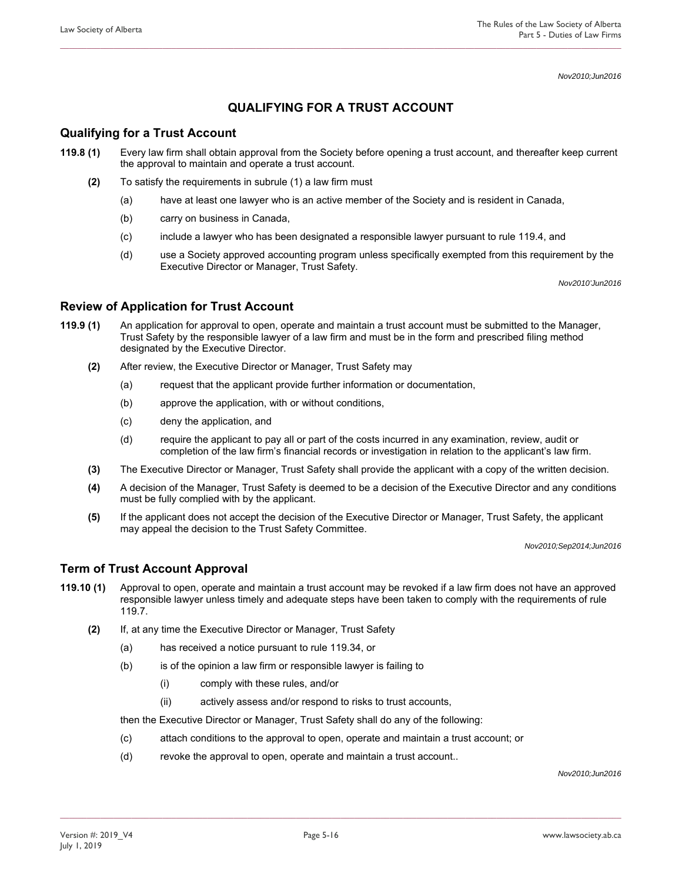*Nov2010;Jun2016*

# QUALIFYING FOR A TRUST ACCOUNT

## Qualifying for a Trust Account

**119.8 (1)** Every law firm shall obtain approval from the Society before opening a trust account, and thereafter keep current the approval to maintain and operate a trust account.

**(2)** To satisfy the requirements in subrule (1) a law firm must

(a) have at least one lawyer who is an active member of the Society and is resident in Canada,

(b) carry on business in Canada,

(c) include a lawyer who has been designated a responsible lawyer pursuant to rule 119.4, and

(d) use a Society approved accounting program unless specifically exempted from this requirement by the Executive Director or Manager, Trust Safety.

*Nov2010'Jun2016*

## Review of Application for Trust Account

**119.9 (1)** An application for approval to open, operate and maintain a trust account must be submitted to the Manager, Trust Safety by the responsible lawyer of a law firm and must be in the form and prescribed filing method designated by the Executive Director.

**(2)** After review, the Executive Director or Manager, Trust Safety may

(a) request that the applicant provide further information or documentation,

(b) approve the application, with or without conditions,

(c) deny the application, and

(d) require the applicant to pay all or part of the costs incurred in any examination, review, audit or completion of the law firm's financial records or investigation in relation to the applicant's law firm.

**(3)** The Executive Director or Manager, Trust Safety shall provide the applicant with a copy of the written decision.

**(4)** A decision of the Manager, Trust Safety is deemed to be a decision of the Executive Director and any conditions must be fully complied with by the applicant.

**(5)** If the applicant does not accept the decision of the Executive Director or Manager, Trust Safety, the applicant may appeal the decision to the Trust Safety Committee.

*Nov2010;Sep2014;Jun2016*

## Term of Trust Account Approval

**119.10 (1)** Approval to open, operate and maintain a trust account may be revoked if a law firm does not have an approved responsible lawyer unless timely and adequate steps have been taken to comply with the requirements of rule 119.7.

**(2)** If, at any time the Executive Director or Manager, Trust Safety

(a) has received a notice pursuant to rule 119.34, or

(b) is of the opinion a law firm or responsible lawyer is failing to

(i) comply with these rules, and/or

(ii) actively assess and/or respond to risks to trust accounts,

then the Executive Director or Manager, Trust Safety shall do any of the following:

(c) attach conditions to the approval to open, operate and maintain a trust account; or

(d) revoke the approval to open, operate and maintain a trust account..

*Nov2010;Jun2016*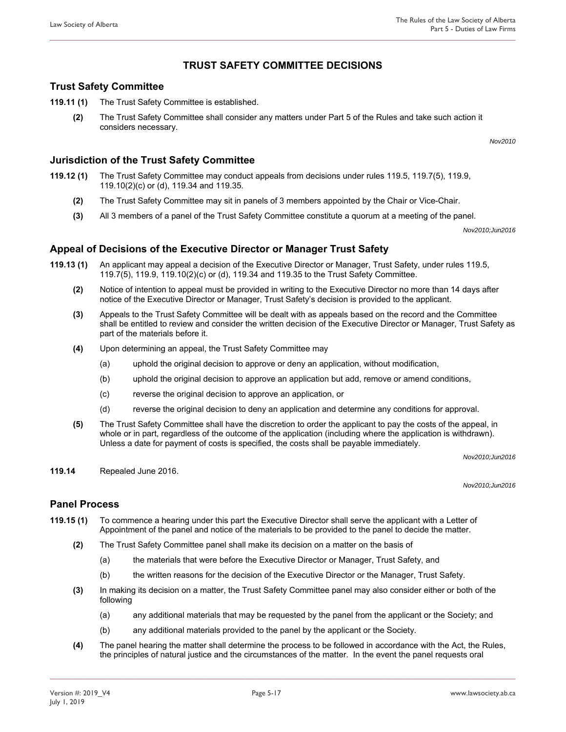# TRUST SAFETY COMMITTEE DECISIONS

## Trust Safety Committee

**119.11 (1)** The Trust Safety Committee is established.

**(2)** The Trust Safety Committee shall consider any matters under Part 5 of the Rules and take such action it considers necessary.

*Nov2010*

## Jurisdiction of the Trust Safety Committee

**119.12 (1)** The Trust Safety Committee may conduct appeals from decisions under rules 119.5, 119.7(5), 119.9, 119.10(2)(c) or (d), 119.34 and 119.35.

**(2)** The Trust Safety Committee may sit in panels of 3 members appointed by the Chair or Vice-Chair.

**(3)** All 3 members of a panel of the Trust Safety Committee constitute a quorum at a meeting of the panel.

*Nov2010;Jun2016*

## Appeal of Decisions of the Executive Director or Manager Trust Safety

**119.13 (1)** An applicant may appeal a decision of the Executive Director or Manager, Trust Safety, under rules 119.5, 119.7(5), 119.9, 119.10(2)(c) or (d), 119.34 and 119.35 to the Trust Safety Committee.

**(2)** Notice of intention to appeal must be provided in writing to the Executive Director no more than 14 days after notice of the Executive Director or Manager, Trust Safety's decision is provided to the applicant.

**(3)** Appeals to the Trust Safety Committee will be dealt with as appeals based on the record and the Committee shall be entitled to review and consider the written decision of the Executive Director or Manager, Trust Safety as part of the materials before it.

**(4)** Upon determining an appeal, the Trust Safety Committee may

(a) uphold the original decision to approve or deny an application, without modification,

(b) uphold the original decision to approve an application but add, remove or amend conditions,

(c) reverse the original decision to approve an application, or

(d) reverse the original decision to deny an application and determine any conditions for approval.

**(5)** The Trust Safety Committee shall have the discretion to order the applicant to pay the costs of the appeal, in whole or in part, regardless of the outcome of the application (including where the application is withdrawn). Unless a date for payment of costs is specified, the costs shall be payable immediately.

*Nov2010;Jun2016*

**119.14** Repealed June 2016.

*Nov2010;Jun2016*

## Panel Process

**119.15 (1)** To commence a hearing under this part the Executive Director shall serve the applicant with a Letter of Appointment of the panel and notice of the materials to be provided to the panel to decide the matter.

**(2)** The Trust Safety Committee panel shall make its decision on a matter on the basis of

(a) the materials that were before the Executive Director or Manager, Trust Safety, and

(b) the written reasons for the decision of the Executive Director or the Manager, Trust Safety.

**(3)** In making its decision on a matter, the Trust Safety Committee panel may also consider either or both of the following

(a) any additional materials that may be requested by the panel from the applicant or the Society; and

(b) any additional materials provided to the panel by the applicant or the Society.

**(4)** The panel hearing the matter shall determine the process to be followed in accordance with the Act, the Rules, the principles of natural justice and the circumstances of the matter. In the event the panel requests oral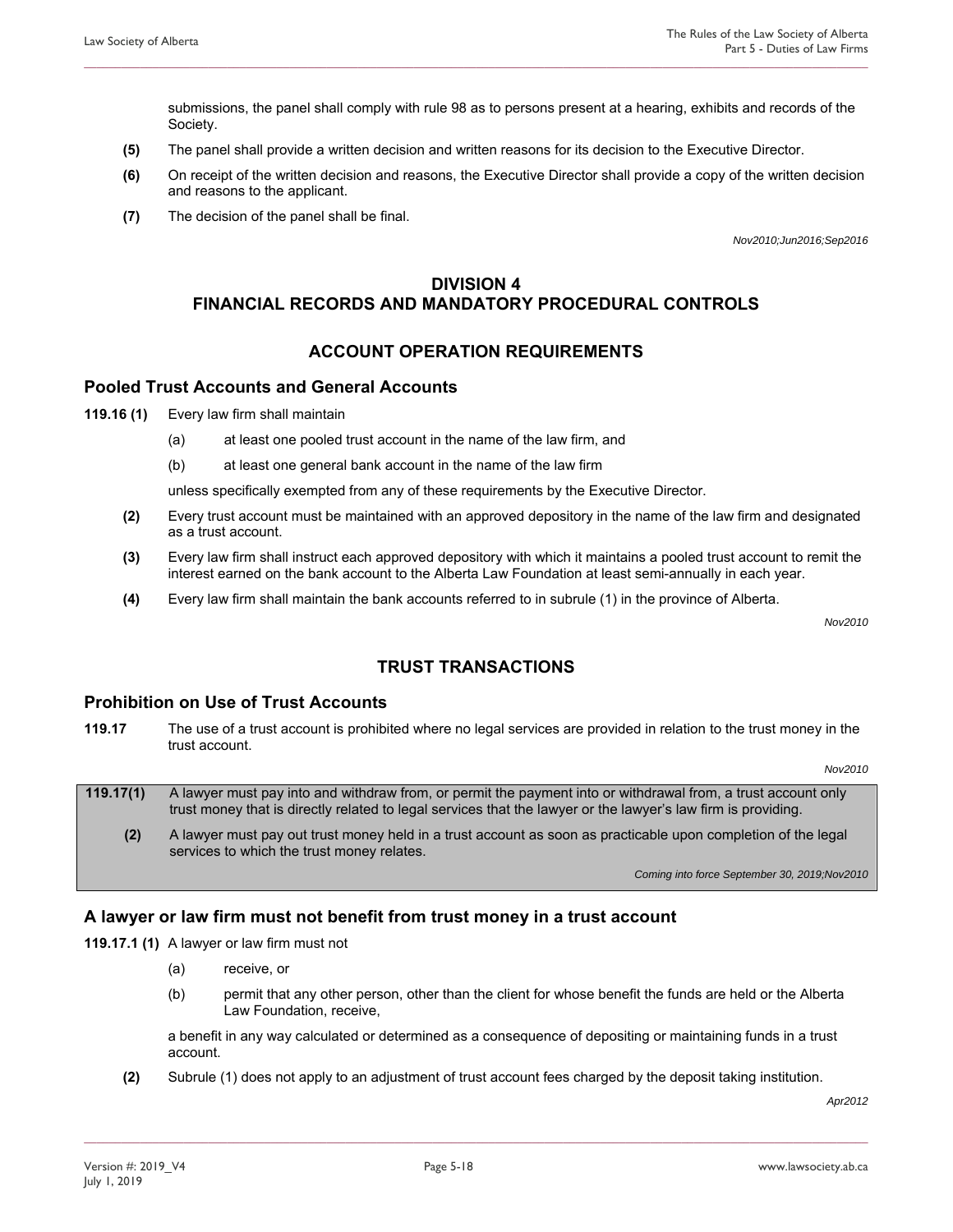submissions, the panel shall comply with rule 98 as to persons present at a hearing, exhibits and records of the Society.

**(5)** The panel shall provide a written decision and written reasons for its decision to the Executive Director.

**(6)** On receipt of the written decision and reasons, the Executive Director shall provide a copy of the written decision and reasons to the applicant.

**(7)** The decision of the panel shall be final.

*Nov2010;Jun2016;Sep2016*

## DIVISION 4
## FINANCIAL RECORDS AND MANDATORY PROCEDURAL CONTROLS

## ACCOUNT OPERATION REQUIREMENTS

### Pooled Trust Accounts and General Accounts

**119.16 (1)** Every law firm shall maintain

(a) at least one pooled trust account in the name of the law firm, and

(b) at least one general bank account in the name of the law firm

unless specifically exempted from any of these requirements by the Executive Director.

**(2)** Every trust account must be maintained with an approved depository in the name of the law firm and designated as a trust account.

**(3)** Every law firm shall instruct each approved depository with which it maintains a pooled trust account to remit the interest earned on the bank account to the Alberta Law Foundation at least semi-annually in each year.

**(4)** Every law firm shall maintain the bank accounts referred to in subrule (1) in the province of Alberta.

*Nov2010*

## TRUST TRANSACTIONS

### Prohibition on Use of Trust Accounts

**119.17** The use of a trust account is prohibited where no legal services are provided in relation to the trust money in the trust account.

*Nov2010*

**119.17(1)** A lawyer must pay into and withdraw from, or permit the payment into or withdrawal from, a trust account only trust money that is directly related to legal services that the lawyer or the lawyer's law firm is providing.

**(2)** A lawyer must pay out trust money held in a trust account as soon as practicable upon completion of the legal services to which the trust money relates.

*Coming into force September 30, 2019;Nov2010*

### A lawyer or law firm must not benefit from trust money in a trust account

**119.17.1 (1)** A lawyer or law firm must not

(a) receive, or

(b) permit that any other person, other than the client for whose benefit the funds are held or the Alberta Law Foundation, receive,

a benefit in any way calculated or determined as a consequence of depositing or maintaining funds in a trust account.

**(2)** Subrule (1) does not apply to an adjustment of trust account fees charged by the deposit taking institution.

*Apr2012*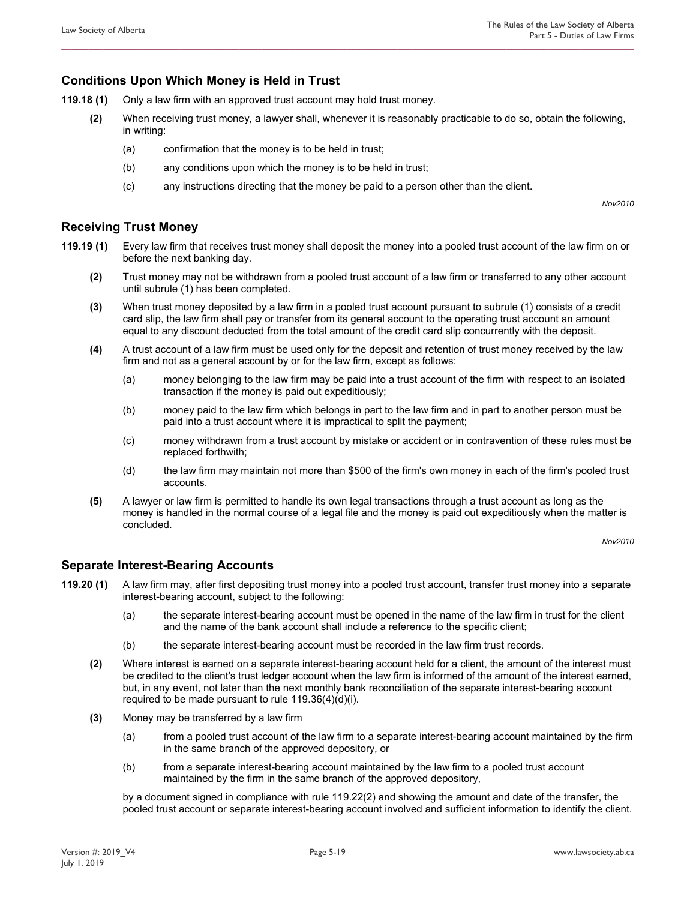## Conditions Upon Which Money is Held in Trust

**119.18 (1)** Only a law firm with an approved trust account may hold trust money.

**(2)** When receiving trust money, a lawyer shall, whenever it is reasonably practicable to do so, obtain the following, in writing:

(a) confirmation that the money is to be held in trust;

(b) any conditions upon which the money is to be held in trust;

(c) any instructions directing that the money be paid to a person other than the client.

*Nov2010*

## Receiving Trust Money

**119.19 (1)** Every law firm that receives trust money shall deposit the money into a pooled trust account of the law firm on or before the next banking day.

**(2)** Trust money may not be withdrawn from a pooled trust account of a law firm or transferred to any other account until subrule (1) has been completed.

**(3)** When trust money deposited by a law firm in a pooled trust account pursuant to subrule (1) consists of a credit card slip, the law firm shall pay or transfer from its general account to the operating trust account an amount equal to any discount deducted from the total amount of the credit card slip concurrently with the deposit.

**(4)** A trust account of a law firm must be used only for the deposit and retention of trust money received by the law firm and not as a general account by or for the law firm, except as follows:

(a) money belonging to the law firm may be paid into a trust account of the firm with respect to an isolated transaction if the money is paid out expeditiously;

(b) money paid to the law firm which belongs in part to the law firm and in part to another person must be paid into a trust account where it is impractical to split the payment;

(c) money withdrawn from a trust account by mistake or accident or in contravention of these rules must be replaced forthwith;

(d) the law firm may maintain not more than $500 of the firm's own money in each of the firm's pooled trust accounts.

**(5)** A lawyer or law firm is permitted to handle its own legal transactions through a trust account as long as the money is handled in the normal course of a legal file and the money is paid out expeditiously when the matter is concluded.

*Nov2010*

## Separate Interest-Bearing Accounts

**119.20 (1)** A law firm may, after first depositing trust money into a pooled trust account, transfer trust money into a separate interest-bearing account, subject to the following:

(a) the separate interest-bearing account must be opened in the name of the law firm in trust for the client and the name of the bank account shall include a reference to the specific client;

(b) the separate interest-bearing account must be recorded in the law firm trust records.

**(2)** Where interest is earned on a separate interest-bearing account held for a client, the amount of the interest must be credited to the client's trust ledger account when the law firm is informed of the amount of the interest earned, but, in any event, not later than the next monthly bank reconciliation of the separate interest-bearing account required to be made pursuant to rule 119.36(4)(d)(i).

**(3)** Money may be transferred by a law firm

(a) from a pooled trust account of the law firm to a separate interest-bearing account maintained by the firm in the same branch of the approved depository, or

(b) from a separate interest-bearing account maintained by the law firm to a pooled trust account maintained by the firm in the same branch of the approved depository,

by a document signed in compliance with rule 119.22(2) and showing the amount and date of the transfer, the pooled trust account or separate interest-bearing account involved and sufficient information to identify the client.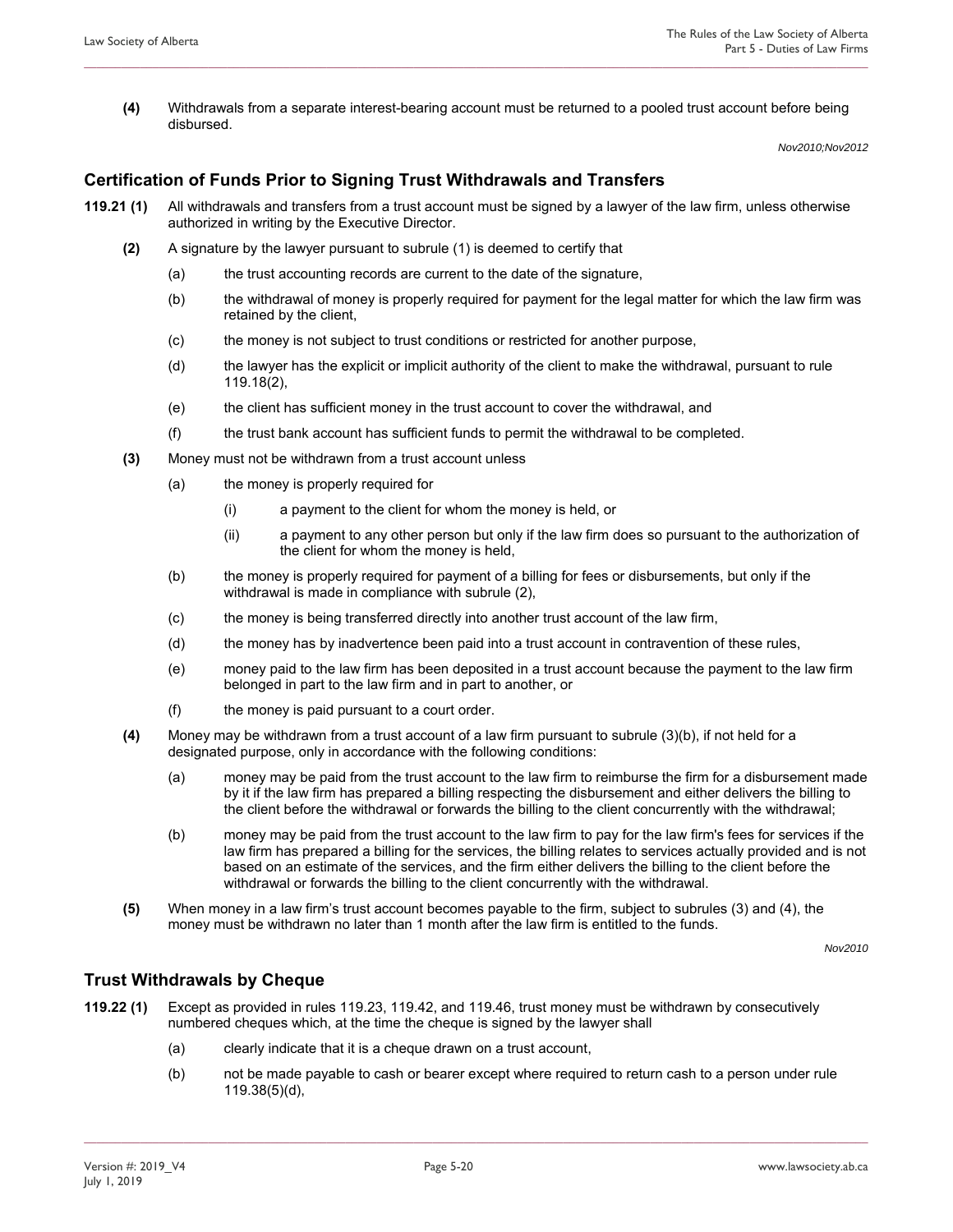**(4)** Withdrawals from a separate interest-bearing account must be returned to a pooled trust account before being disbursed.

*Nov2010;Nov2012*

## Certification of Funds Prior to Signing Trust Withdrawals and Transfers

**119.21 (1)** All withdrawals and transfers from a trust account must be signed by a lawyer of the law firm, unless otherwise authorized in writing by the Executive Director.

**(2)** A signature by the lawyer pursuant to subrule (1) is deemed to certify that

(a) the trust accounting records are current to the date of the signature,

(b) the withdrawal of money is properly required for payment for the legal matter for which the law firm was retained by the client,

(c) the money is not subject to trust conditions or restricted for another purpose,

(d) the lawyer has the explicit or implicit authority of the client to make the withdrawal, pursuant to rule 119.18(2),

(e) the client has sufficient money in the trust account to cover the withdrawal, and

(f) the trust bank account has sufficient funds to permit the withdrawal to be completed.

**(3)** Money must not be withdrawn from a trust account unless

(a) the money is properly required for

(i) a payment to the client for whom the money is held, or

(ii) a payment to any other person but only if the law firm does so pursuant to the authorization of the client for whom the money is held,

(b) the money is properly required for payment of a billing for fees or disbursements, but only if the withdrawal is made in compliance with subrule (2),

(c) the money is being transferred directly into another trust account of the law firm,

(d) the money has by inadvertence been paid into a trust account in contravention of these rules,

(e) money paid to the law firm has been deposited in a trust account because the payment to the law firm belonged in part to the law firm and in part to another, or

(f) the money is paid pursuant to a court order.

**(4)** Money may be withdrawn from a trust account of a law firm pursuant to subrule (3)(b), if not held for a designated purpose, only in accordance with the following conditions:

(a) money may be paid from the trust account to the law firm to reimburse the firm for a disbursement made by it if the law firm has prepared a billing respecting the disbursement and either delivers the billing to the client before the withdrawal or forwards the billing to the client concurrently with the withdrawal;

(b) money may be paid from the trust account to the law firm to pay for the law firm's fees for services if the law firm has prepared a billing for the services, the billing relates to services actually provided and is not based on an estimate of the services, and the firm either delivers the billing to the client before the withdrawal or forwards the billing to the client concurrently with the withdrawal.

**(5)** When money in a law firm's trust account becomes payable to the firm, subject to subrules (3) and (4), the money must be withdrawn no later than 1 month after the law firm is entitled to the funds.

*Nov2010*

## Trust Withdrawals by Cheque

**119.22 (1)** Except as provided in rules 119.23, 119.42, and 119.46, trust money must be withdrawn by consecutively numbered cheques which, at the time the cheque is signed by the lawyer shall

(a) clearly indicate that it is a cheque drawn on a trust account,

(b) not be made payable to cash or bearer except where required to return cash to a person under rule 119.38(5)(d),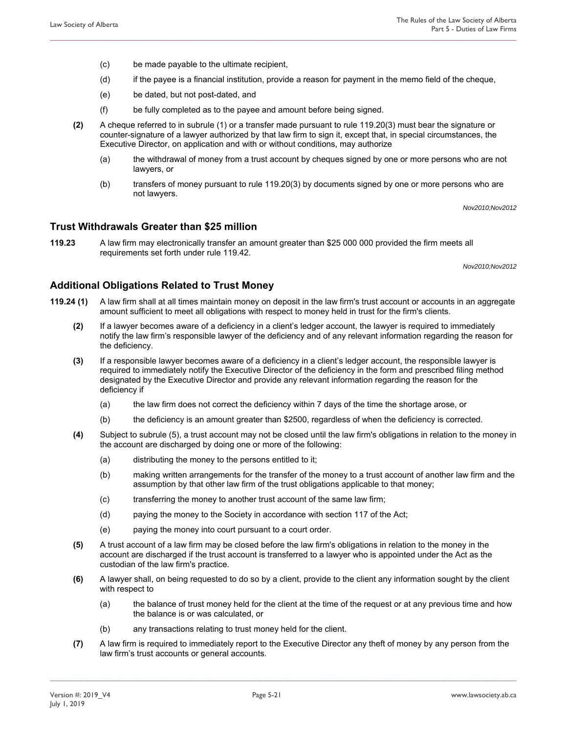(c) be made payable to the ultimate recipient,

(d) if the payee is a financial institution, provide a reason for payment in the memo field of the cheque,

(e) be dated, but not post-dated, and

(f) be fully completed as to the payee and amount before being signed.

**(2)** A cheque referred to in subrule (1) or a transfer made pursuant to rule 119.20(3) must bear the signature or counter-signature of a lawyer authorized by that law firm to sign it, except that, in special circumstances, the Executive Director, on application and with or without conditions, may authorize

(a) the withdrawal of money from a trust account by cheques signed by one or more persons who are not lawyers, or

(b) transfers of money pursuant to rule 119.20(3) by documents signed by one or more persons who are not lawyers.

*Nov2010;Nov2012*

## Trust Withdrawals Greater than $25 million

**119.23** A law firm may electronically transfer an amount greater than $25 000 000 provided the firm meets all requirements set forth under rule 119.42.

*Nov2010;Nov2012*

## Additional Obligations Related to Trust Money

**119.24 (1)** A law firm shall at all times maintain money on deposit in the law firm's trust account or accounts in an aggregate amount sufficient to meet all obligations with respect to money held in trust for the firm's clients.

**(2)** If a lawyer becomes aware of a deficiency in a client's ledger account, the lawyer is required to immediately notify the law firm's responsible lawyer of the deficiency and of any relevant information regarding the reason for the deficiency.

**(3)** If a responsible lawyer becomes aware of a deficiency in a client's ledger account, the responsible lawyer is required to immediately notify the Executive Director of the deficiency in the form and prescribed filing method designated by the Executive Director and provide any relevant information regarding the reason for the deficiency if

(a) the law firm does not correct the deficiency within 7 days of the time the shortage arose, or

(b) the deficiency is an amount greater than $2500, regardless of when the deficiency is corrected.

**(4)** Subject to subrule (5), a trust account may not be closed until the law firm's obligations in relation to the money in the account are discharged by doing one or more of the following:

(a) distributing the money to the persons entitled to it;

(b) making written arrangements for the transfer of the money to a trust account of another law firm and the assumption by that other law firm of the trust obligations applicable to that money;

(c) transferring the money to another trust account of the same law firm;

(d) paying the money to the Society in accordance with section 117 of the Act;

(e) paying the money into court pursuant to a court order.

**(5)** A trust account of a law firm may be closed before the law firm's obligations in relation to the money in the account are discharged if the trust account is transferred to a lawyer who is appointed under the Act as the custodian of the law firm's practice.

**(6)** A lawyer shall, on being requested to do so by a client, provide to the client any information sought by the client with respect to

(a) the balance of trust money held for the client at the time of the request or at any previous time and how the balance is or was calculated, or

(b) any transactions relating to trust money held for the client.

**(7)** A law firm is required to immediately report to the Executive Director any theft of money by any person from the law firm's trust accounts or general accounts.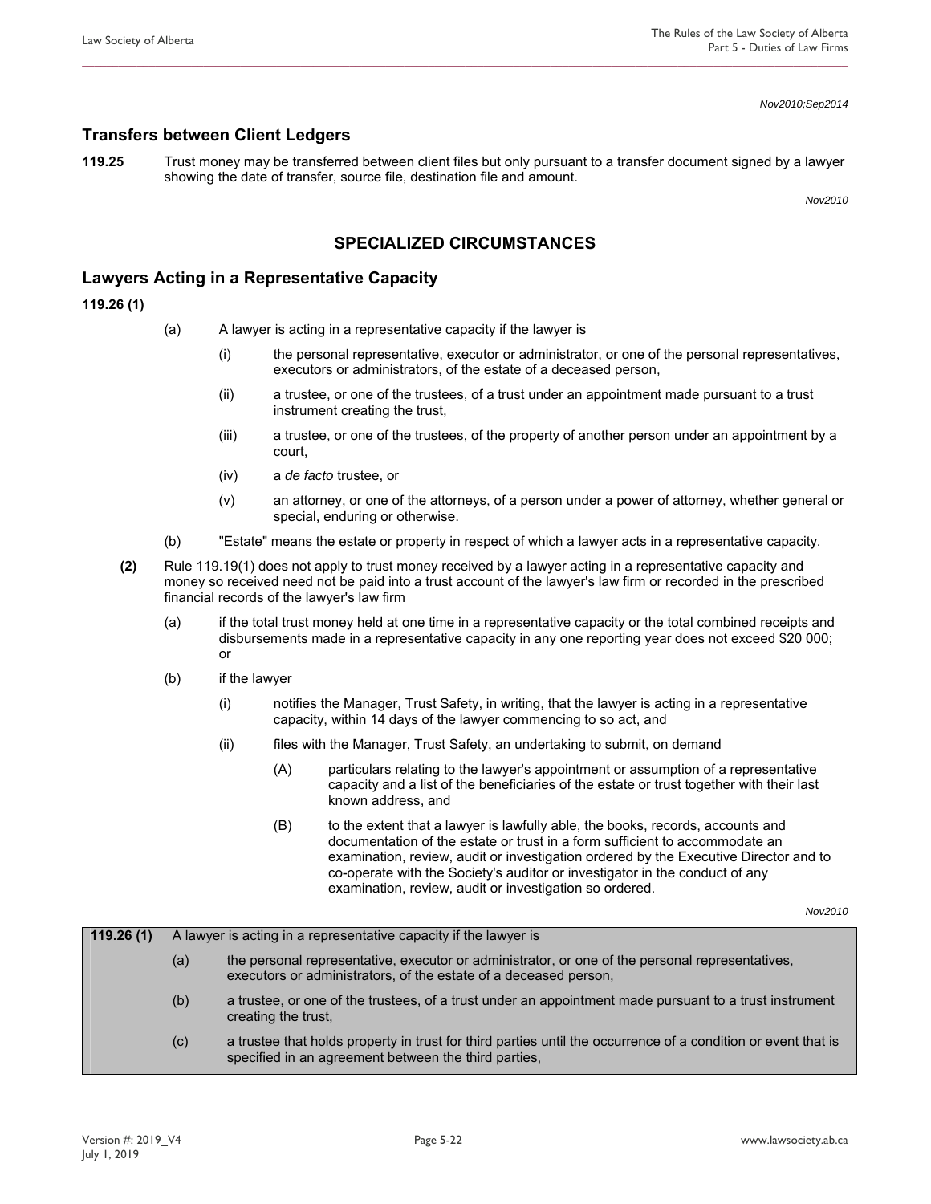*Nov2010;Sep2014*

## Transfers between Client Ledgers

**119.25** Trust money may be transferred between client files but only pursuant to a transfer document signed by a lawyer showing the date of transfer, source file, destination file and amount.

*Nov2010*

## SPECIALIZED CIRCUMSTANCES

## Lawyers Acting in a Representative Capacity

**119.26 (1)**

(a) A lawyer is acting in a representative capacity if the lawyer is

(i) the personal representative, executor or administrator, or one of the personal representatives, executors or administrators, of the estate of a deceased person,

(ii) a trustee, or one of the trustees, of a trust under an appointment made pursuant to a trust instrument creating the trust,

(iii) a trustee, or one of the trustees, of the property of another person under an appointment by a court,

(iv) a *de facto* trustee, or

(v) an attorney, or one of the attorneys, of a person under a power of attorney, whether general or special, enduring or otherwise.

(b) "Estate" means the estate or property in respect of which a lawyer acts in a representative capacity.

**(2)** Rule 119.19(1) does not apply to trust money received by a lawyer acting in a representative capacity and money so received need not be paid into a trust account of the lawyer's law firm or recorded in the prescribed financial records of the lawyer's law firm

(a) if the total trust money held at one time in a representative capacity or the total combined receipts and disbursements made in a representative capacity in any one reporting year does not exceed $20 000; or

(b) if the lawyer

(i) notifies the Manager, Trust Safety, in writing, that the lawyer is acting in a representative capacity, within 14 days of the lawyer commencing to so act, and

(ii) files with the Manager, Trust Safety, an undertaking to submit, on demand

(A) particulars relating to the lawyer's appointment or assumption of a representative capacity and a list of the beneficiaries of the estate or trust together with their last known address, and

(B) to the extent that a lawyer is lawfully able, the books, records, accounts and documentation of the estate or trust in a form sufficient to accommodate an examination, review, audit or investigation ordered by the Executive Director and to co-operate with the Society's auditor or investigator in the conduct of any examination, review, audit or investigation so ordered.

*Nov2010*

**119.26 (1)** A lawyer is acting in a representative capacity if the lawyer is

(a) the personal representative, executor or administrator, or one of the personal representatives, executors or administrators, of the estate of a deceased person,

(b) a trustee, or one of the trustees, of a trust under an appointment made pursuant to a trust instrument creating the trust,

(c) a trustee that holds property in trust for third parties until the occurrence of a condition or event that is specified in an agreement between the third parties,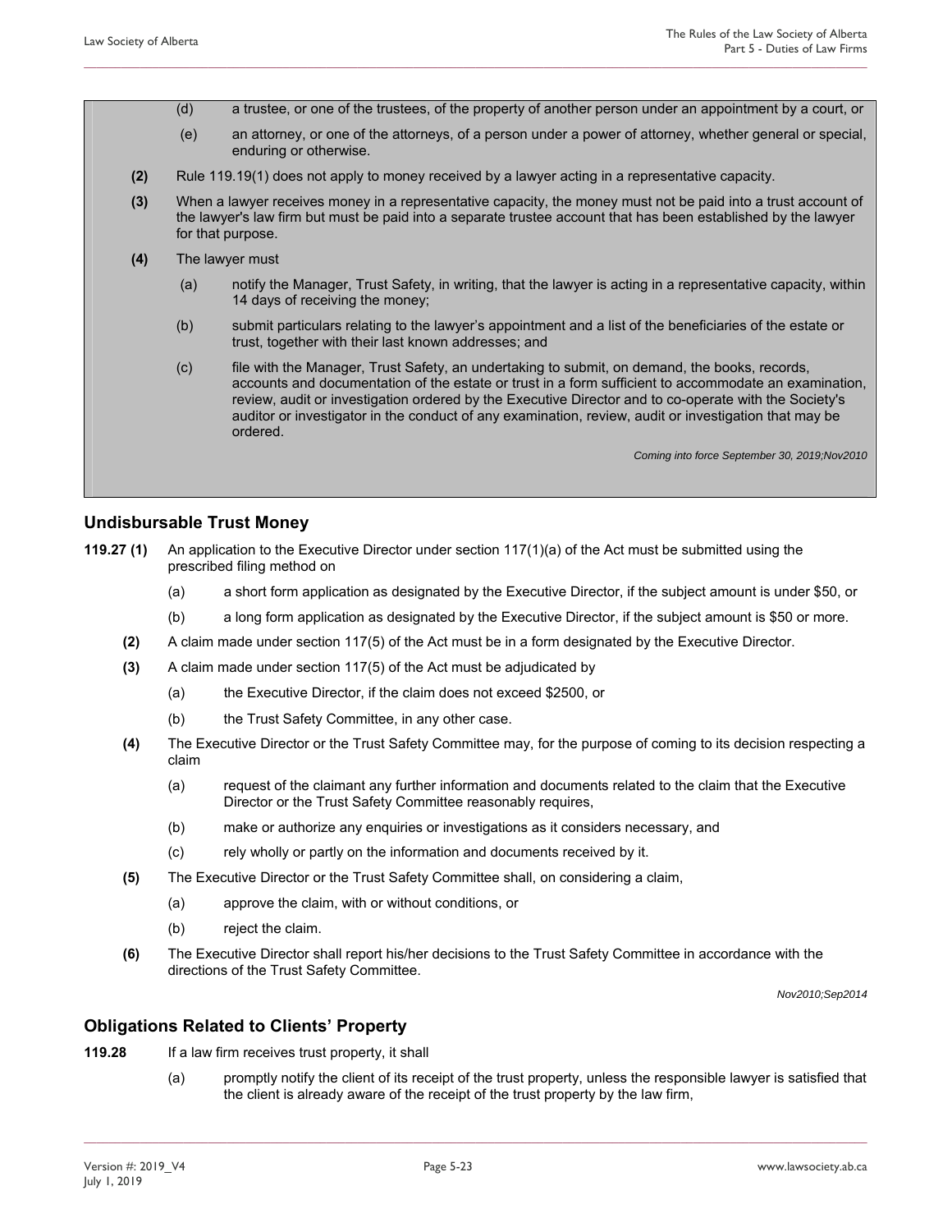(d) a trustee, or one of the trustees, of the property of another person under an appointment by a court, or

(e) an attorney, or one of the attorneys, of a person under a power of attorney, whether general or special, enduring or otherwise.

**(2)** Rule 119.19(1) does not apply to money received by a lawyer acting in a representative capacity.

**(3)** When a lawyer receives money in a representative capacity, the money must not be paid into a trust account of the lawyer's law firm but must be paid into a separate trustee account that has been established by the lawyer for that purpose.

**(4)** The lawyer must

(a) notify the Manager, Trust Safety, in writing, that the lawyer is acting in a representative capacity, within 14 days of receiving the money;

(b) submit particulars relating to the lawyer's appointment and a list of the beneficiaries of the estate or trust, together with their last known addresses; and

(c) file with the Manager, Trust Safety, an undertaking to submit, on demand, the books, records, accounts and documentation of the estate or trust in a form sufficient to accommodate an examination, review, audit or investigation ordered by the Executive Director and to co-operate with the Society's auditor or investigator in the conduct of any examination, review, audit or investigation that may be ordered.

*Coming into force September 30, 2019;Nov2010*

## Undisbursable Trust Money

**119.27 (1)** An application to the Executive Director under section 117(1)(a) of the Act must be submitted using the prescribed filing method on

(a) a short form application as designated by the Executive Director, if the subject amount is under $50, or

(b) a long form application as designated by the Executive Director, if the subject amount is $50 or more.

**(2)** A claim made under section 117(5) of the Act must be in a form designated by the Executive Director.

**(3)** A claim made under section 117(5) of the Act must be adjudicated by

(a) the Executive Director, if the claim does not exceed $2500, or

(b) the Trust Safety Committee, in any other case.

**(4)** The Executive Director or the Trust Safety Committee may, for the purpose of coming to its decision respecting a claim

(a) request of the claimant any further information and documents related to the claim that the Executive Director or the Trust Safety Committee reasonably requires,

(b) make or authorize any enquiries or investigations as it considers necessary, and

(c) rely wholly or partly on the information and documents received by it.

**(5)** The Executive Director or the Trust Safety Committee shall, on considering a claim,

(a) approve the claim, with or without conditions, or

(b) reject the claim.

**(6)** The Executive Director shall report his/her decisions to the Trust Safety Committee in accordance with the directions of the Trust Safety Committee.

*Nov2010;Sep2014*

## Obligations Related to Clients' Property

**119.28** If a law firm receives trust property, it shall

(a) promptly notify the client of its receipt of the trust property, unless the responsible lawyer is satisfied that the client is already aware of the receipt of the trust property by the law firm,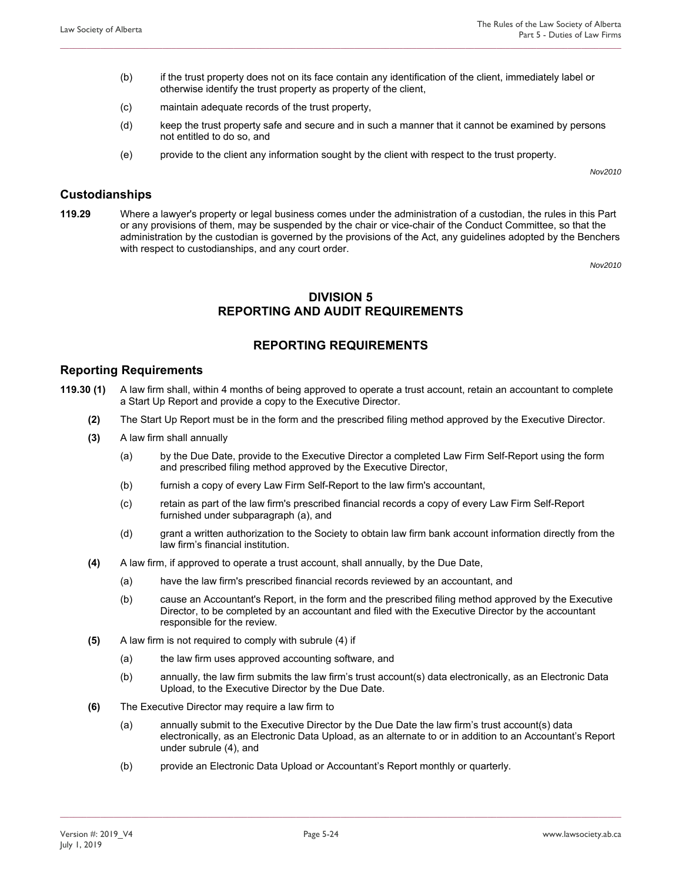(b) if the trust property does not on its face contain any identification of the client, immediately label or otherwise identify the trust property as property of the client,

(c) maintain adequate records of the trust property,

(d) keep the trust property safe and secure and in such a manner that it cannot be examined by persons not entitled to do so, and

(e) provide to the client any information sought by the client with respect to the trust property.

*Nov2010*

## Custodianships

**119.29** Where a lawyer's property or legal business comes under the administration of a custodian, the rules in this Part or any provisions of them, may be suspended by the chair or vice-chair of the Conduct Committee, so that the administration by the custodian is governed by the provisions of the Act, any guidelines adopted by the Benchers with respect to custodianships, and any court order.

*Nov2010*

# DIVISION 5
# REPORTING AND AUDIT REQUIREMENTS

## REPORTING REQUIREMENTS

### Reporting Requirements

**119.30 (1)** A law firm shall, within 4 months of being approved to operate a trust account, retain an accountant to complete a Start Up Report and provide a copy to the Executive Director.

**(2)** The Start Up Report must be in the form and the prescribed filing method approved by the Executive Director.

**(3)** A law firm shall annually

(a) by the Due Date, provide to the Executive Director a completed Law Firm Self-Report using the form and prescribed filing method approved by the Executive Director,

(b) furnish a copy of every Law Firm Self-Report to the law firm's accountant,

(c) retain as part of the law firm's prescribed financial records a copy of every Law Firm Self-Report furnished under subparagraph (a), and

(d) grant a written authorization to the Society to obtain law firm bank account information directly from the law firm's financial institution.

**(4)** A law firm, if approved to operate a trust account, shall annually, by the Due Date,

(a) have the law firm's prescribed financial records reviewed by an accountant, and

(b) cause an Accountant's Report, in the form and the prescribed filing method approved by the Executive Director, to be completed by an accountant and filed with the Executive Director by the accountant responsible for the review.

**(5)** A law firm is not required to comply with subrule (4) if

(a) the law firm uses approved accounting software, and

(b) annually, the law firm submits the law firm's trust account(s) data electronically, as an Electronic Data Upload, to the Executive Director by the Due Date.

**(6)** The Executive Director may require a law firm to

(a) annually submit to the Executive Director by the Due Date the law firm's trust account(s) data electronically, as an Electronic Data Upload, as an alternate to or in addition to an Accountant's Report under subrule (4), and

(b) provide an Electronic Data Upload or Accountant's Report monthly or quarterly.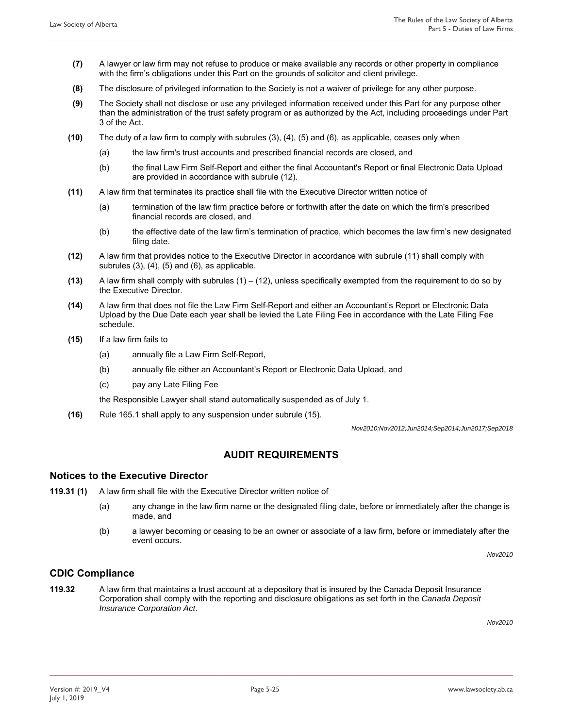**(7)** A lawyer or law firm may not refuse to produce or make available any records or other property in compliance with the firm's obligations under this Part on the grounds of solicitor and client privilege.

**(8)** The disclosure of privileged information to the Society is not a waiver of privilege for any other purpose.

**(9)** The Society shall not disclose or use any privileged information received under this Part for any purpose other than the administration of the trust safety program or as authorized by the Act, including proceedings under Part 3 of the Act.

**(10)** The duty of a law firm to comply with subrules (3), (4), (5) and (6), as applicable, ceases only when

(a) the law firm's trust accounts and prescribed financial records are closed, and

(b) the final Law Firm Self-Report and either the final Accountant's Report or final Electronic Data Upload are provided in accordance with subrule (12).

**(11)** A law firm that terminates its practice shall file with the Executive Director written notice of

(a) termination of the law firm practice before or forthwith after the date on which the firm's prescribed financial records are closed, and

(b) the effective date of the law firm's termination of practice, which becomes the law firm's new designated filing date.

**(12)** A law firm that provides notice to the Executive Director in accordance with subrule (11) shall comply with subrules (3), (4), (5) and (6), as applicable.

**(13)** A law firm shall comply with subrules (1) – (12), unless specifically exempted from the requirement to do so by the Executive Director.

**(14)** A law firm that does not file the Law Firm Self-Report and either an Accountant's Report or Electronic Data Upload by the Due Date each year shall be levied the Late Filing Fee in accordance with the Late Filing Fee schedule.

**(15)** If a law firm fails to

(a) annually file a Law Firm Self-Report,

(b) annually file either an Accountant's Report or Electronic Data Upload, and

(c) pay any Late Filing Fee

the Responsible Lawyer shall stand automatically suspended as of July 1.

**(16)** Rule 165.1 shall apply to any suspension under subrule (15).

*Nov2010;Nov2012;Jun2014;Sep2014;Jun2017;Sep2018*

## AUDIT REQUIREMENTS

### Notices to the Executive Director

**119.31 (1)** A law firm shall file with the Executive Director written notice of

(a) any change in the law firm name or the designated filing date, before or immediately after the change is made, and

(b) a lawyer becoming or ceasing to be an owner or associate of a law firm, before or immediately after the event occurs.

*Nov2010*

### CDIC Compliance

**119.32** A law firm that maintains a trust account at a depository that is insured by the Canada Deposit Insurance Corporation shall comply with the reporting and disclosure obligations as set forth in the *Canada Deposit Insurance Corporation Act*.

*Nov2010*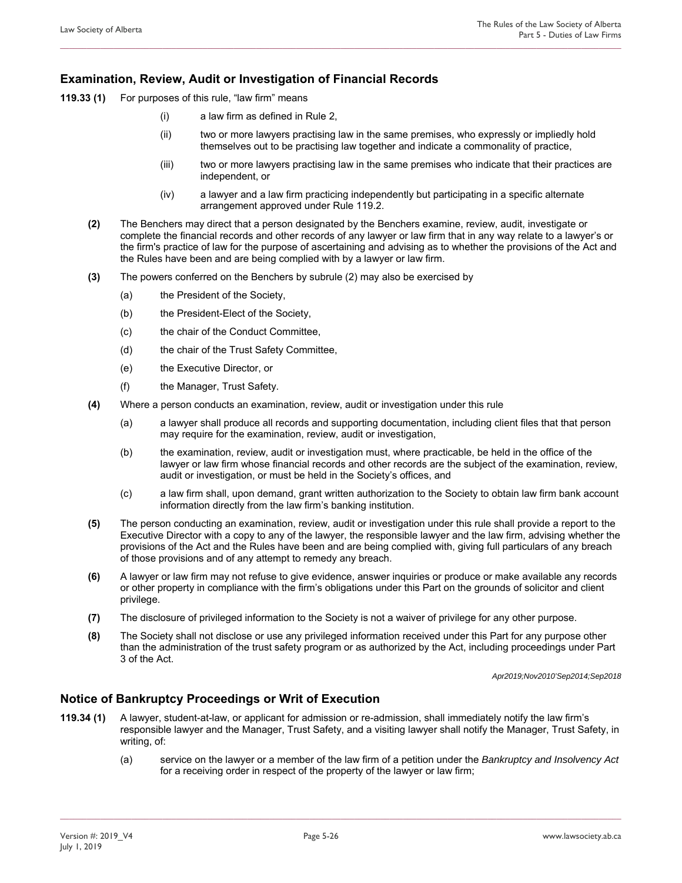## Examination, Review, Audit or Investigation of Financial Records

**119.33 (1)** For purposes of this rule, "law firm" means

- (i) a law firm as defined in Rule 2,
- (ii) two or more lawyers practising law in the same premises, who expressly or impliedly hold themselves out to be practising law together and indicate a commonality of practice,
- (iii) two or more lawyers practising law in the same premises who indicate that their practices are independent, or
- (iv) a lawyer and a law firm practicing independently but participating in a specific alternate arrangement approved under Rule 119.2.

**(2)** The Benchers may direct that a person designated by the Benchers examine, review, audit, investigate or complete the financial records and other records of any lawyer or law firm that in any way relate to a lawyer's or the firm's practice of law for the purpose of ascertaining and advising as to whether the provisions of the Act and the Rules have been and are being complied with by a lawyer or law firm.

**(3)** The powers conferred on the Benchers by subrule (2) may also be exercised by

- (a) the President of the Society,
- (b) the President-Elect of the Society,
- (c) the chair of the Conduct Committee,
- (d) the chair of the Trust Safety Committee,
- (e) the Executive Director, or
- (f) the Manager, Trust Safety.

**(4)** Where a person conducts an examination, review, audit or investigation under this rule

- (a) a lawyer shall produce all records and supporting documentation, including client files that that person may require for the examination, review, audit or investigation,
- (b) the examination, review, audit or investigation must, where practicable, be held in the office of the lawyer or law firm whose financial records and other records are the subject of the examination, review, audit or investigation, or must be held in the Society's offices, and
- (c) a law firm shall, upon demand, grant written authorization to the Society to obtain law firm bank account information directly from the law firm's banking institution.

**(5)** The person conducting an examination, review, audit or investigation under this rule shall provide a report to the Executive Director with a copy to any of the lawyer, the responsible lawyer and the law firm, advising whether the provisions of the Act and the Rules have been and are being complied with, giving full particulars of any breach of those provisions and of any attempt to remedy any breach.

**(6)** A lawyer or law firm may not refuse to give evidence, answer inquiries or produce or make available any records or other property in compliance with the firm's obligations under this Part on the grounds of solicitor and client privilege.

**(7)** The disclosure of privileged information to the Society is not a waiver of privilege for any other purpose.

**(8)** The Society shall not disclose or use any privileged information received under this Part for any purpose other than the administration of the trust safety program or as authorized by the Act, including proceedings under Part 3 of the Act.

*Apr2019;Nov2010'Sep2014;Sep2018*

## Notice of Bankruptcy Proceedings or Writ of Execution

**119.34 (1)** A lawyer, student-at-law, or applicant for admission or re-admission, shall immediately notify the law firm's responsible lawyer and the Manager, Trust Safety, and a visiting lawyer shall notify the Manager, Trust Safety, in writing, of:

- (a) service on the lawyer or a member of the law firm of a petition under the *Bankruptcy and Insolvency Act* for a receiving order in respect of the property of the lawyer or law firm;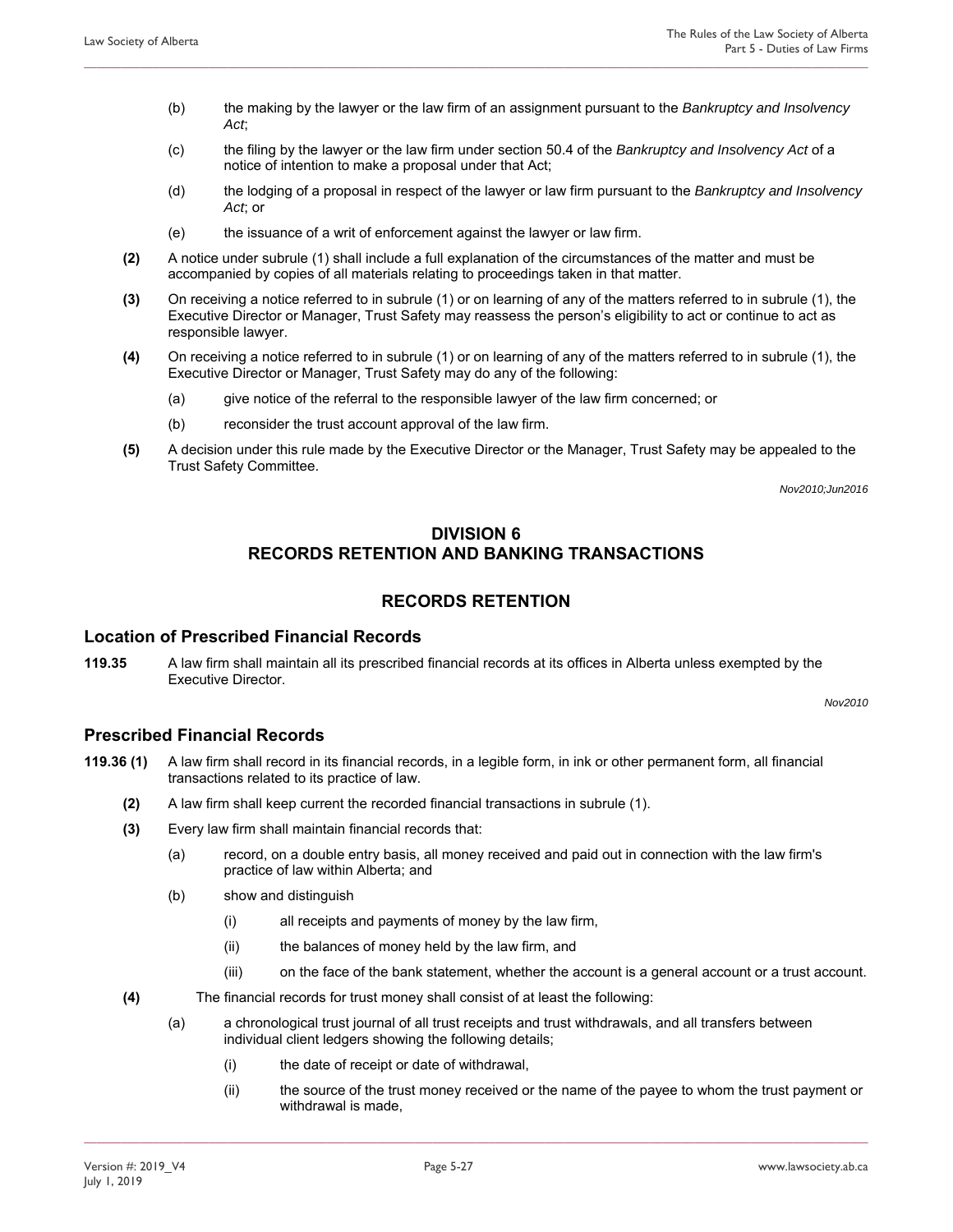(b) the making by the lawyer or the law firm of an assignment pursuant to the *Bankruptcy and Insolvency Act*;

(c) the filing by the lawyer or the law firm under section 50.4 of the *Bankruptcy and Insolvency Act* of a notice of intention to make a proposal under that Act;

(d) the lodging of a proposal in respect of the lawyer or law firm pursuant to the *Bankruptcy and Insolvency Act*; or

(e) the issuance of a writ of enforcement against the lawyer or law firm.

**(2)** A notice under subrule (1) shall include a full explanation of the circumstances of the matter and must be accompanied by copies of all materials relating to proceedings taken in that matter.

**(3)** On receiving a notice referred to in subrule (1) or on learning of any of the matters referred to in subrule (1), the Executive Director or Manager, Trust Safety may reassess the person's eligibility to act or continue to act as responsible lawyer.

**(4)** On receiving a notice referred to in subrule (1) or on learning of any of the matters referred to in subrule (1), the Executive Director or Manager, Trust Safety may do any of the following:

(a) give notice of the referral to the responsible lawyer of the law firm concerned; or

(b) reconsider the trust account approval of the law firm.

**(5)** A decision under this rule made by the Executive Director or the Manager, Trust Safety may be appealed to the Trust Safety Committee.

*Nov2010;Jun2016*

## DIVISION 6
## RECORDS RETENTION AND BANKING TRANSACTIONS

## RECORDS RETENTION

### Location of Prescribed Financial Records

**119.35** A law firm shall maintain all its prescribed financial records at its offices in Alberta unless exempted by the Executive Director.

*Nov2010*

### Prescribed Financial Records

**119.36 (1)** A law firm shall record in its financial records, in a legible form, in ink or other permanent form, all financial transactions related to its practice of law.

**(2)** A law firm shall keep current the recorded financial transactions in subrule (1).

**(3)** Every law firm shall maintain financial records that:

(a) record, on a double entry basis, all money received and paid out in connection with the law firm's practice of law within Alberta; and

(b) show and distinguish

(i) all receipts and payments of money by the law firm,

(ii) the balances of money held by the law firm, and

(iii) on the face of the bank statement, whether the account is a general account or a trust account.

**(4)** The financial records for trust money shall consist of at least the following:

(a) a chronological trust journal of all trust receipts and trust withdrawals, and all transfers between individual client ledgers showing the following details;

(i) the date of receipt or date of withdrawal,

(ii) the source of the trust money received or the name of the payee to whom the trust payment or withdrawal is made,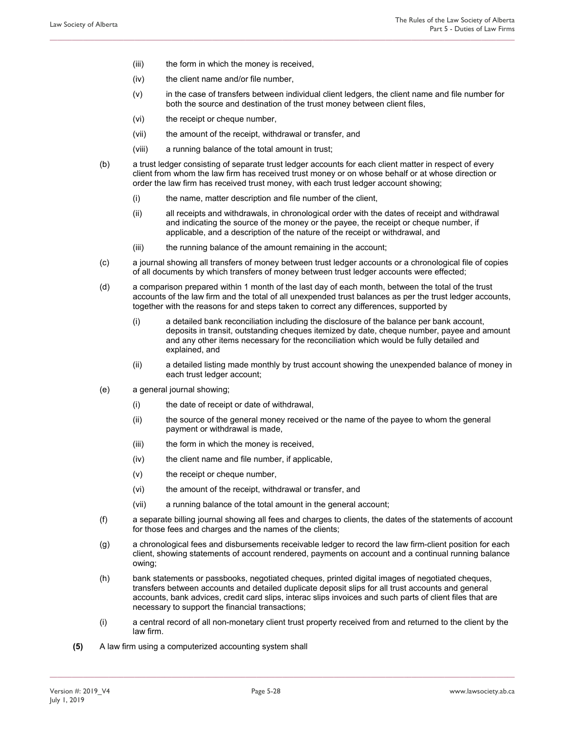(iii) the form in which the money is received,

(iv) the client name and/or file number,

(v) in the case of transfers between individual client ledgers, the client name and file number for both the source and destination of the trust money between client files,

(vi) the receipt or cheque number,

(vii) the amount of the receipt, withdrawal or transfer, and

(viii) a running balance of the total amount in trust;

(b) a trust ledger consisting of separate trust ledger accounts for each client matter in respect of every client from whom the law firm has received trust money or on whose behalf or at whose direction or order the law firm has received trust money, with each trust ledger account showing;

(i) the name, matter description and file number of the client,

(ii) all receipts and withdrawals, in chronological order with the dates of receipt and withdrawal and indicating the source of the money or the payee, the receipt or cheque number, if applicable, and a description of the nature of the receipt or withdrawal, and

(iii) the running balance of the amount remaining in the account;

(c) a journal showing all transfers of money between trust ledger accounts or a chronological file of copies of all documents by which transfers of money between trust ledger accounts were effected;

(d) a comparison prepared within 1 month of the last day of each month, between the total of the trust accounts of the law firm and the total of all unexpended trust balances as per the trust ledger accounts, together with the reasons for and steps taken to correct any differences, supported by

(i) a detailed bank reconciliation including the disclosure of the balance per bank account, deposits in transit, outstanding cheques itemized by date, cheque number, payee and amount and any other items necessary for the reconciliation which would be fully detailed and explained, and

(ii) a detailed listing made monthly by trust account showing the unexpended balance of money in each trust ledger account;

(e) a general journal showing;

(i) the date of receipt or date of withdrawal,

(ii) the source of the general money received or the name of the payee to whom the general payment or withdrawal is made,

(iii) the form in which the money is received,

(iv) the client name and file number, if applicable,

(v) the receipt or cheque number,

(vi) the amount of the receipt, withdrawal or transfer, and

(vii) a running balance of the total amount in the general account;

(f) a separate billing journal showing all fees and charges to clients, the dates of the statements of account for those fees and charges and the names of the clients;

(g) a chronological fees and disbursements receivable ledger to record the law firm-client position for each client, showing statements of account rendered, payments on account and a continual running balance owing;

(h) bank statements or passbooks, negotiated cheques, printed digital images of negotiated cheques, transfers between accounts and detailed duplicate deposit slips for all trust accounts and general accounts, bank advices, credit card slips, interac slips invoices and such parts of client files that are necessary to support the financial transactions;

(i) a central record of all non-monetary client trust property received from and returned to the client by the law firm.

**(5)** A law firm using a computerized accounting system shall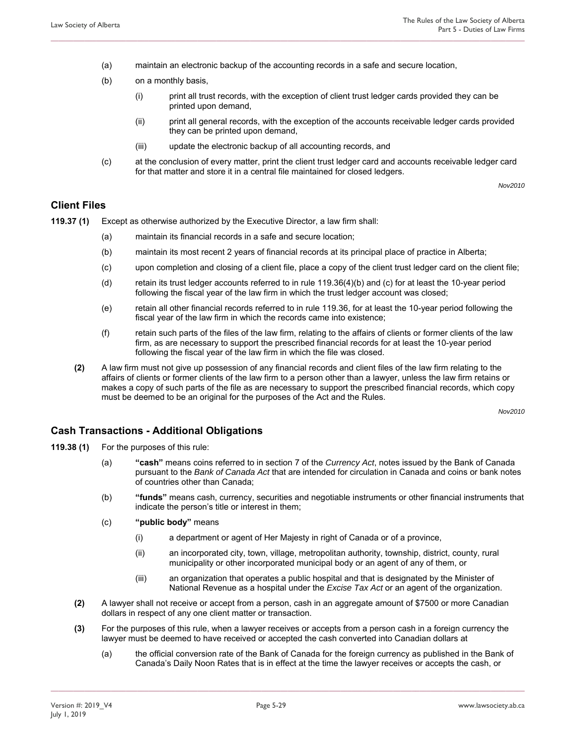(a) maintain an electronic backup of the accounting records in a safe and secure location,

(b) on a monthly basis,

  (i) print all trust records, with the exception of client trust ledger cards provided they can be printed upon demand,

  (ii) print all general records, with the exception of the accounts receivable ledger cards provided they can be printed upon demand,

  (iii) update the electronic backup of all accounting records, and

(c) at the conclusion of every matter, print the client trust ledger card and accounts receivable ledger card for that matter and store it in a central file maintained for closed ledgers.

*Nov2010*

## Client Files

**119.37 (1)** Except as otherwise authorized by the Executive Director, a law firm shall:

(a) maintain its financial records in a safe and secure location;

(b) maintain its most recent 2 years of financial records at its principal place of practice in Alberta;

(c) upon completion and closing of a client file, place a copy of the client trust ledger card on the client file;

(d) retain its trust ledger accounts referred to in rule 119.36(4)(b) and (c) for at least the 10-year period following the fiscal year of the law firm in which the trust ledger account was closed;

(e) retain all other financial records referred to in rule 119.36, for at least the 10-year period following the fiscal year of the law firm in which the records came into existence;

(f) retain such parts of the files of the law firm, relating to the affairs of clients or former clients of the law firm, as are necessary to support the prescribed financial records for at least the 10-year period following the fiscal year of the law firm in which the file was closed.

**(2)** A law firm must not give up possession of any financial records and client files of the law firm relating to the affairs of clients or former clients of the law firm to a person other than a lawyer, unless the law firm retains or makes a copy of such parts of the file as are necessary to support the prescribed financial records, which copy must be deemed to be an original for the purposes of the Act and the Rules.

*Nov2010*

## Cash Transactions - Additional Obligations

**119.38 (1)** For the purposes of this rule:

(a) **"cash"** means coins referred to in section 7 of the *Currency Act*, notes issued by the Bank of Canada pursuant to the *Bank of Canada Act* that are intended for circulation in Canada and coins or bank notes of countries other than Canada;

(b) **"funds"** means cash, currency, securities and negotiable instruments or other financial instruments that indicate the person's title or interest in them;

(c) **"public body"** means

  (i) a department or agent of Her Majesty in right of Canada or of a province,

  (ii) an incorporated city, town, village, metropolitan authority, township, district, county, rural municipality or other incorporated municipal body or an agent of any of them, or

  (iii) an organization that operates a public hospital and that is designated by the Minister of National Revenue as a hospital under the *Excise Tax Act* or an agent of the organization.

**(2)** A lawyer shall not receive or accept from a person, cash in an aggregate amount of $7500 or more Canadian dollars in respect of any one client matter or transaction.

**(3)** For the purposes of this rule, when a lawyer receives or accepts from a person cash in a foreign currency the lawyer must be deemed to have received or accepted the cash converted into Canadian dollars at

(a) the official conversion rate of the Bank of Canada for the foreign currency as published in the Bank of Canada's Daily Noon Rates that is in effect at the time the lawyer receives or accepts the cash, or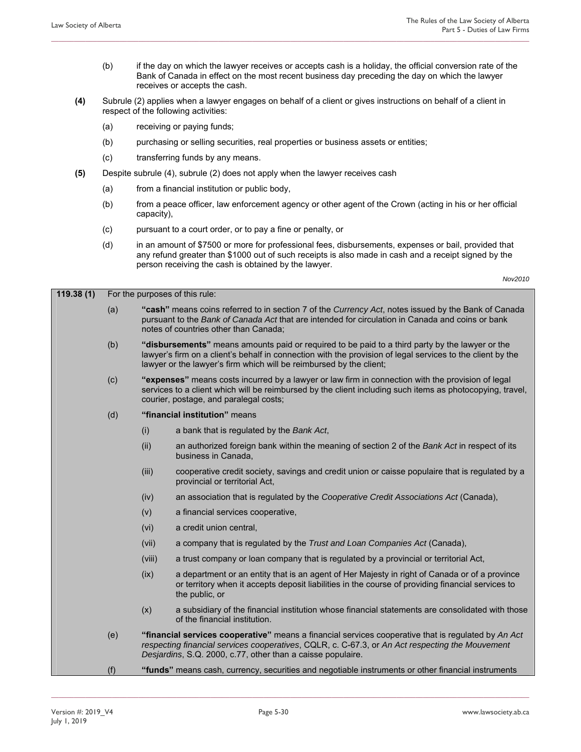(b) if the day on which the lawyer receives or accepts cash is a holiday, the official conversion rate of the Bank of Canada in effect on the most recent business day preceding the day on which the lawyer receives or accepts the cash.

**(4)** Subrule (2) applies when a lawyer engages on behalf of a client or gives instructions on behalf of a client in respect of the following activities:

(a) receiving or paying funds;

(b) purchasing or selling securities, real properties or business assets or entities;

(c) transferring funds by any means.

**(5)** Despite subrule (4), subrule (2) does not apply when the lawyer receives cash

(a) from a financial institution or public body,

(b) from a peace officer, law enforcement agency or other agent of the Crown (acting in his or her official capacity),

(c) pursuant to a court order, or to pay a fine or penalty, or

(d) in an amount of $7500 or more for professional fees, disbursements, expenses or bail, provided that any refund greater than $1000 out of such receipts is also made in cash and a receipt signed by the person receiving the cash is obtained by the lawyer.

*Nov2010*

**119.38 (1)** For the purposes of this rule:

(a) **"cash"** means coins referred to in section 7 of the *Currency Act*, notes issued by the Bank of Canada pursuant to the *Bank of Canada Act* that are intended for circulation in Canada and coins or bank notes of countries other than Canada;

(b) **"disbursements"** means amounts paid or required to be paid to a third party by the lawyer or the lawyer's firm on a client's behalf in connection with the provision of legal services to the client by the lawyer or the lawyer's firm which will be reimbursed by the client;

(c) **"expenses"** means costs incurred by a lawyer or law firm in connection with the provision of legal services to a client which will be reimbursed by the client including such items as photocopying, travel, courier, postage, and paralegal costs;

(d) **"financial institution"** means

(i) a bank that is regulated by the *Bank Act*,

(ii) an authorized foreign bank within the meaning of section 2 of the *Bank Act* in respect of its business in Canada,

(iii) cooperative credit society, savings and credit union or caisse populaire that is regulated by a provincial or territorial Act,

(iv) an association that is regulated by the *Cooperative Credit Associations Act* (Canada),

(v) a financial services cooperative,

(vi) a credit union central,

(vii) a company that is regulated by the *Trust and Loan Companies Act* (Canada),

(viii) a trust company or loan company that is regulated by a provincial or territorial Act,

(ix) a department or an entity that is an agent of Her Majesty in right of Canada or of a province or territory when it accepts deposit liabilities in the course of providing financial services to the public, or

(x) a subsidiary of the financial institution whose financial statements are consolidated with those of the financial institution.

(e) **"financial services cooperative"** means a financial services cooperative that is regulated by *An Act respecting financial services cooperatives*, CQLR, c. C-67.3, or *An Act respecting the Mouvement Desjardins*, S.Q. 2000, c.77, other than a caisse populaire.

(f) **"funds"** means cash, currency, securities and negotiable instruments or other financial instruments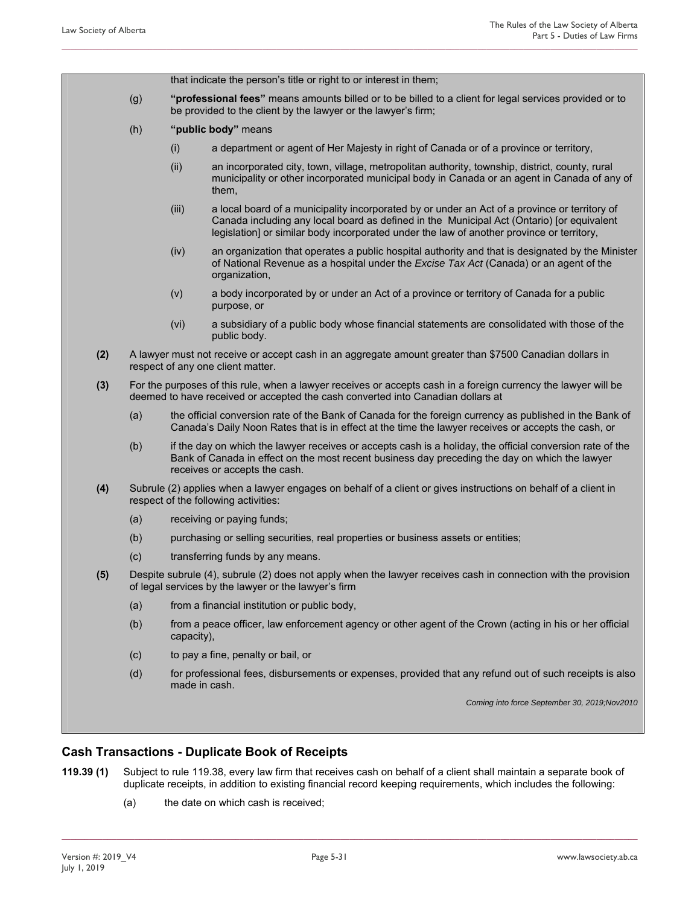that indicate the person's title or right to or interest in them;

(g) **"professional fees"** means amounts billed or to be billed to a client for legal services provided or to be provided to the client by the lawyer or the lawyer's firm;

(h) **"public body"** means

(i) a department or agent of Her Majesty in right of Canada or of a province or territory,

(ii) an incorporated city, town, village, metropolitan authority, township, district, county, rural municipality or other incorporated municipal body in Canada or an agent in Canada of any of them,

(iii) a local board of a municipality incorporated by or under an Act of a province or territory of Canada including any local board as defined in the Municipal Act (Ontario) [or equivalent legislation] or similar body incorporated under the law of another province or territory,

(iv) an organization that operates a public hospital authority and that is designated by the Minister of National Revenue as a hospital under the *Excise Tax Act* (Canada) or an agent of the organization,

(v) a body incorporated by or under an Act of a province or territory of Canada for a public purpose, or

(vi) a subsidiary of a public body whose financial statements are consolidated with those of the public body.

**(2)** A lawyer must not receive or accept cash in an aggregate amount greater than $7500 Canadian dollars in respect of any one client matter.

**(3)** For the purposes of this rule, when a lawyer receives or accepts cash in a foreign currency the lawyer will be deemed to have received or accepted the cash converted into Canadian dollars at

(a) the official conversion rate of the Bank of Canada for the foreign currency as published in the Bank of Canada's Daily Noon Rates that is in effect at the time the lawyer receives or accepts the cash, or

(b) if the day on which the lawyer receives or accepts cash is a holiday, the official conversion rate of the Bank of Canada in effect on the most recent business day preceding the day on which the lawyer receives or accepts the cash.

**(4)** Subrule (2) applies when a lawyer engages on behalf of a client or gives instructions on behalf of a client in respect of the following activities:

(a) receiving or paying funds;

(b) purchasing or selling securities, real properties or business assets or entities;

(c) transferring funds by any means.

**(5)** Despite subrule (4), subrule (2) does not apply when the lawyer receives cash in connection with the provision of legal services by the lawyer or the lawyer's firm

(a) from a financial institution or public body,

(b) from a peace officer, law enforcement agency or other agent of the Crown (acting in his or her official capacity),

(c) to pay a fine, penalty or bail, or

(d) for professional fees, disbursements or expenses, provided that any refund out of such receipts is also made in cash.

*Coming into force September 30, 2019;Nov2010*

## Cash Transactions - Duplicate Book of Receipts

**119.39 (1)** Subject to rule 119.38, every law firm that receives cash on behalf of a client shall maintain a separate book of duplicate receipts, in addition to existing financial record keeping requirements, which includes the following:

(a) the date on which cash is received;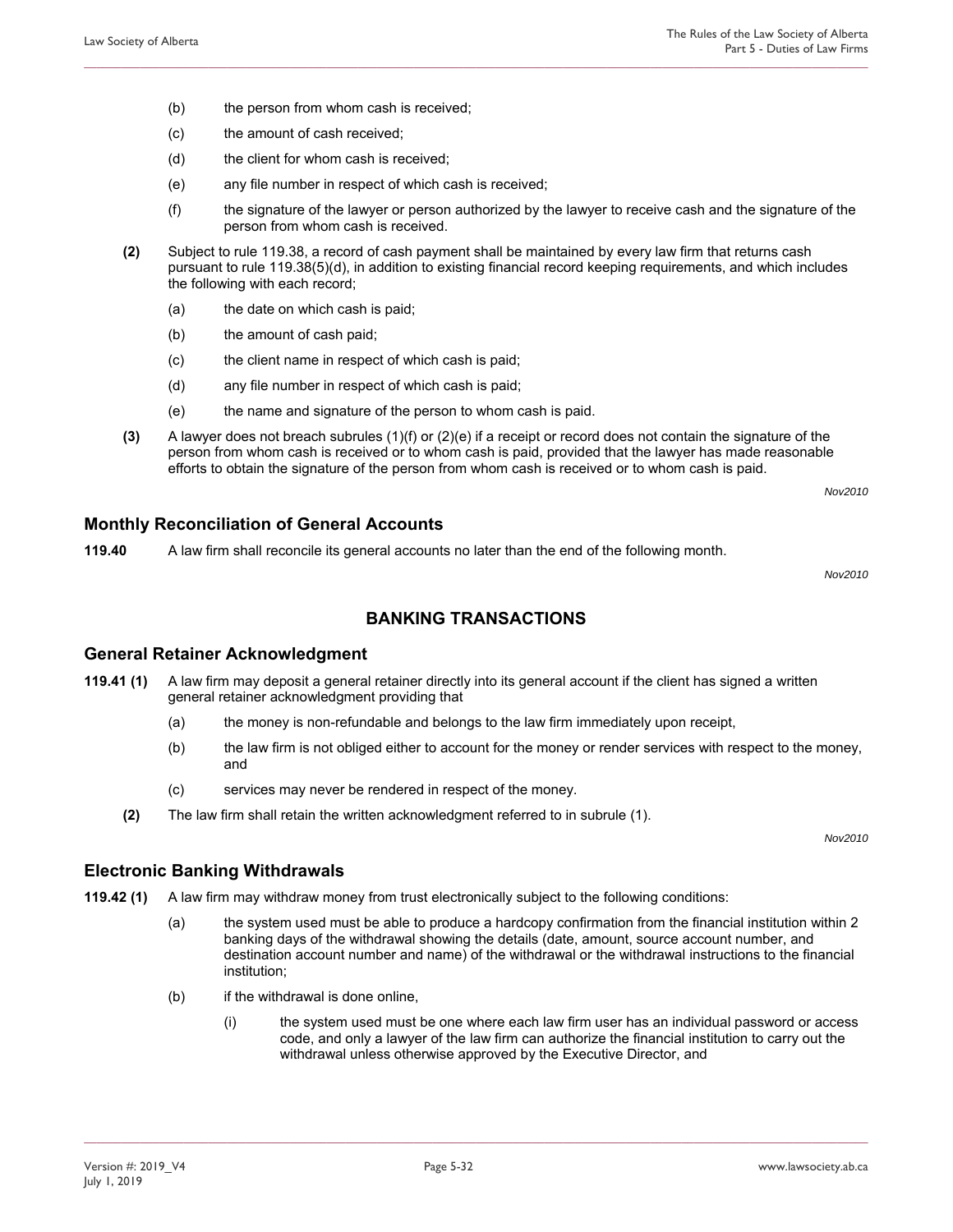(b) the person from whom cash is received;

(c) the amount of cash received;

(d) the client for whom cash is received;

(e) any file number in respect of which cash is received;

(f) the signature of the lawyer or person authorized by the lawyer to receive cash and the signature of the person from whom cash is received.

**(2)** Subject to rule 119.38, a record of cash payment shall be maintained by every law firm that returns cash pursuant to rule 119.38(5)(d), in addition to existing financial record keeping requirements, and which includes the following with each record;

(a) the date on which cash is paid;

(b) the amount of cash paid;

(c) the client name in respect of which cash is paid;

(d) any file number in respect of which cash is paid;

(e) the name and signature of the person to whom cash is paid.

**(3)** A lawyer does not breach subrules (1)(f) or (2)(e) if a receipt or record does not contain the signature of the person from whom cash is received or to whom cash is paid, provided that the lawyer has made reasonable efforts to obtain the signature of the person from whom cash is received or to whom cash is paid.

*Nov2010*

### Monthly Reconciliation of General Accounts

**119.40** A law firm shall reconcile its general accounts no later than the end of the following month.

*Nov2010*

## BANKING TRANSACTIONS

### General Retainer Acknowledgment

**119.41 (1)** A law firm may deposit a general retainer directly into its general account if the client has signed a written general retainer acknowledgment providing that

(a) the money is non-refundable and belongs to the law firm immediately upon receipt,

(b) the law firm is not obliged either to account for the money or render services with respect to the money, and

(c) services may never be rendered in respect of the money.

**(2)** The law firm shall retain the written acknowledgment referred to in subrule (1).

*Nov2010*

### Electronic Banking Withdrawals

**119.42 (1)** A law firm may withdraw money from trust electronically subject to the following conditions:

(a) the system used must be able to produce a hardcopy confirmation from the financial institution within 2 banking days of the withdrawal showing the details (date, amount, source account number, and destination account number and name) of the withdrawal or the withdrawal instructions to the financial institution;

(b) if the withdrawal is done online,

(i) the system used must be one where each law firm user has an individual password or access code, and only a lawyer of the law firm can authorize the financial institution to carry out the withdrawal unless otherwise approved by the Executive Director, and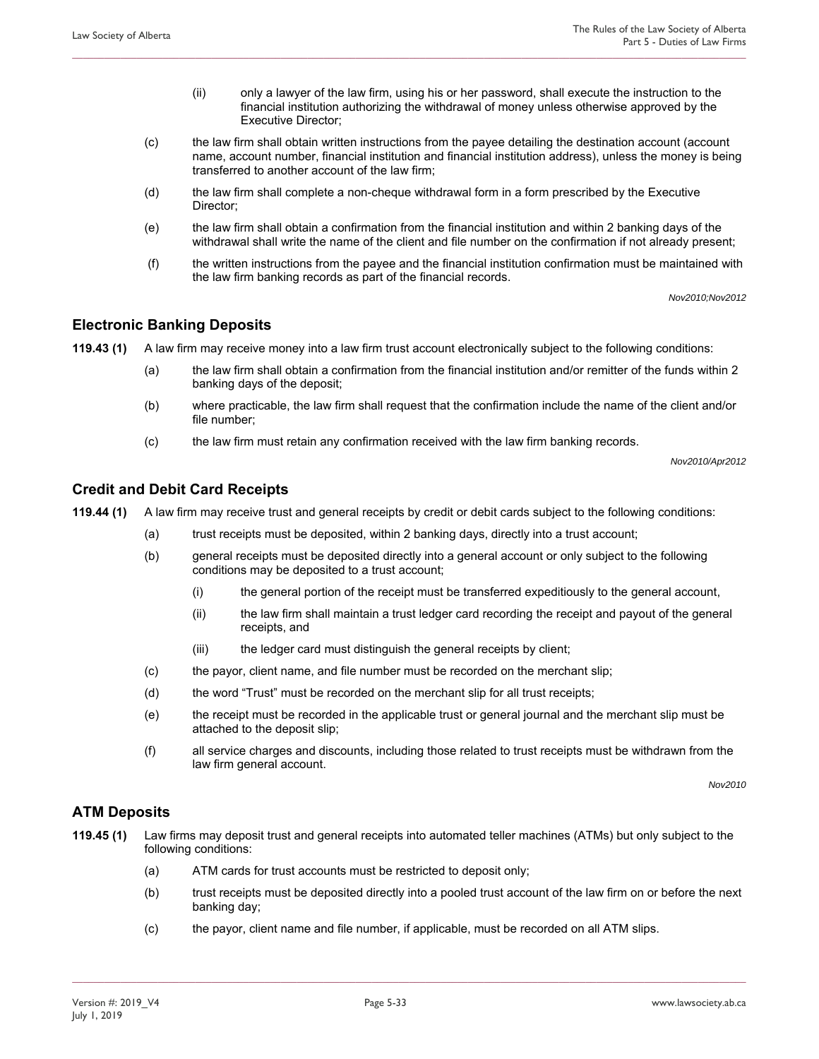(ii) only a lawyer of the law firm, using his or her password, shall execute the instruction to the financial institution authorizing the withdrawal of money unless otherwise approved by the Executive Director;

(c) the law firm shall obtain written instructions from the payee detailing the destination account (account name, account number, financial institution and financial institution address), unless the money is being transferred to another account of the law firm;

(d) the law firm shall complete a non-cheque withdrawal form in a form prescribed by the Executive Director;

(e) the law firm shall obtain a confirmation from the financial institution and within 2 banking days of the withdrawal shall write the name of the client and file number on the confirmation if not already present;

(f) the written instructions from the payee and the financial institution confirmation must be maintained with the law firm banking records as part of the financial records.

*Nov2010;Nov2012*

## Electronic Banking Deposits

**119.43 (1)** A law firm may receive money into a law firm trust account electronically subject to the following conditions:

(a) the law firm shall obtain a confirmation from the financial institution and/or remitter of the funds within 2 banking days of the deposit;

(b) where practicable, the law firm shall request that the confirmation include the name of the client and/or file number;

(c) the law firm must retain any confirmation received with the law firm banking records.

*Nov2010/Apr2012*

## Credit and Debit Card Receipts

**119.44 (1)** A law firm may receive trust and general receipts by credit or debit cards subject to the following conditions:

(a) trust receipts must be deposited, within 2 banking days, directly into a trust account;

(b) general receipts must be deposited directly into a general account or only subject to the following conditions may be deposited to a trust account;

(i) the general portion of the receipt must be transferred expeditiously to the general account,

(ii) the law firm shall maintain a trust ledger card recording the receipt and payout of the general receipts, and

(iii) the ledger card must distinguish the general receipts by client;

(c) the payor, client name, and file number must be recorded on the merchant slip;

(d) the word "Trust" must be recorded on the merchant slip for all trust receipts;

(e) the receipt must be recorded in the applicable trust or general journal and the merchant slip must be attached to the deposit slip;

(f) all service charges and discounts, including those related to trust receipts must be withdrawn from the law firm general account.

*Nov2010*

## ATM Deposits

**119.45 (1)** Law firms may deposit trust and general receipts into automated teller machines (ATMs) but only subject to the following conditions:

(a) ATM cards for trust accounts must be restricted to deposit only;

(b) trust receipts must be deposited directly into a pooled trust account of the law firm on or before the next banking day;

(c) the payor, client name and file number, if applicable, must be recorded on all ATM slips.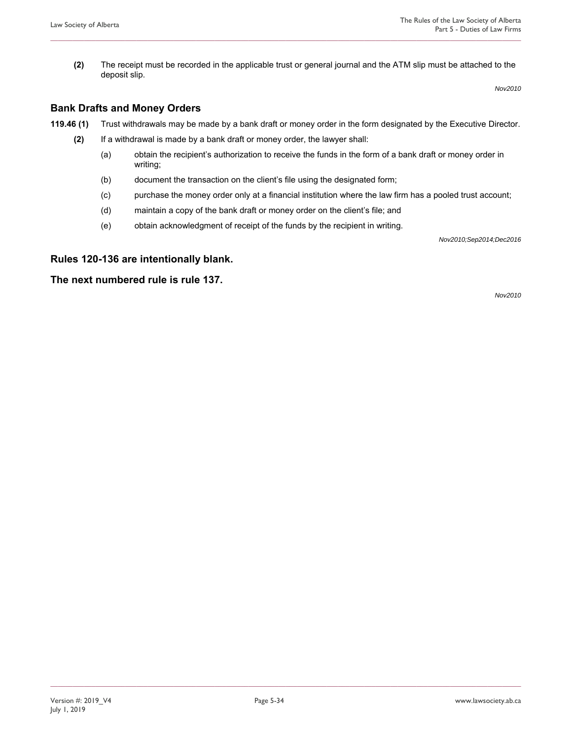**(2)** The receipt must be recorded in the applicable trust or general journal and the ATM slip must be attached to the deposit slip.

*Nov2010*

## Bank Drafts and Money Orders

**119.46 (1)** Trust withdrawals may be made by a bank draft or money order in the form designated by the Executive Director.

**(2)** If a withdrawal is made by a bank draft or money order, the lawyer shall:

(a) obtain the recipient's authorization to receive the funds in the form of a bank draft or money order in writing;

(b) document the transaction on the client's file using the designated form;

(c) purchase the money order only at a financial institution where the law firm has a pooled trust account;

(d) maintain a copy of the bank draft or money order on the client's file; and

(e) obtain acknowledgment of receipt of the funds by the recipient in writing.

*Nov2010;Sep2014;Dec2016*

## Rules 120-136 are intentionally blank.

## The next numbered rule is rule 137.

*Nov2010*